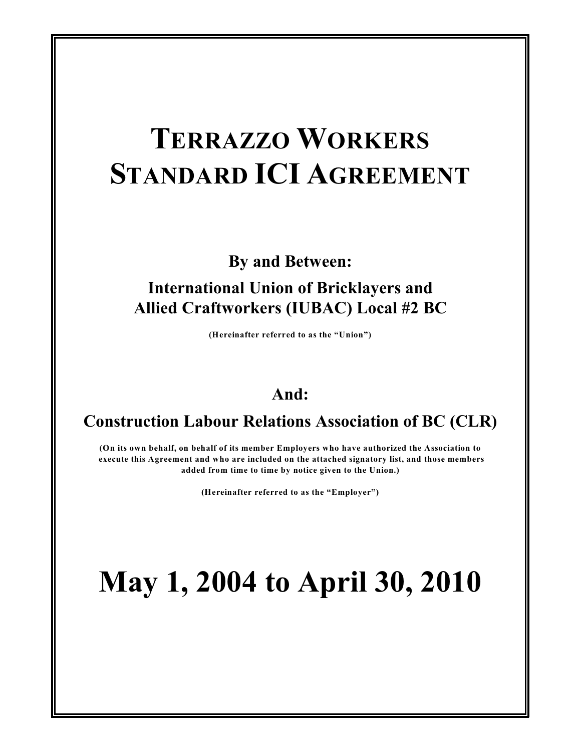# Terrazzo Workers Standard ICI Agreement

**By and Between:**

**International Union of Bricklayers and Allied Craftworkers (IUBAC) Local #2 BC**

**(Hereinafter referred to as the "Union")**

**And:**

**Construction Labour Relations Association of BC (CLR)**

**(On its own behalf, on behalf of its member Employers who have authorized the Association to execute this Agreement and who are included on the attached signatory list, and those members added from time to time by notice given to the Union.)**

**(Hereinafter referred to as the "Employer")**

# May 1, 2004 to April 30, 2010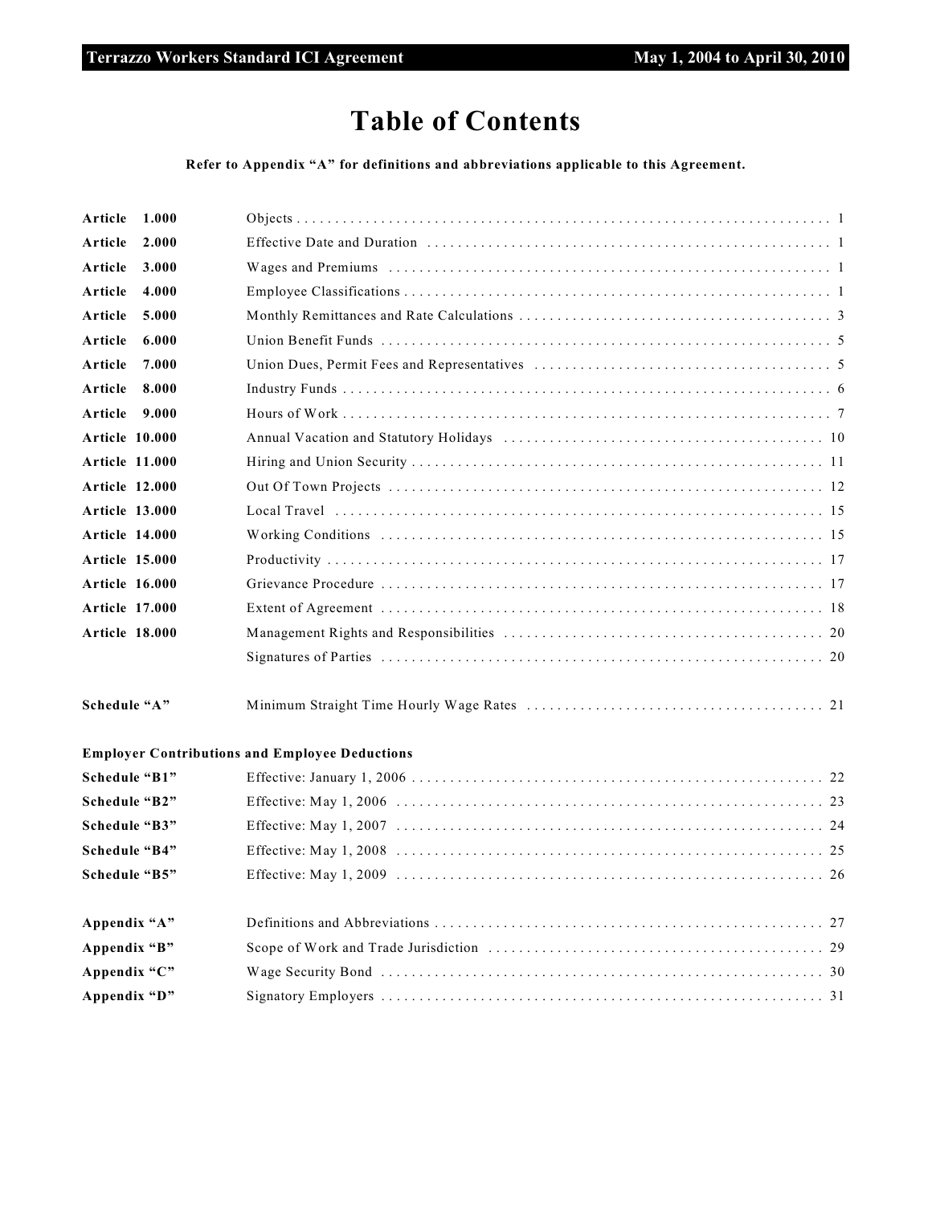# Table of Contents

**Refer to Appendix "A" for definitions and abbreviations applicable to this Agreement.**

| | | |
|---|---|---|
| **Article 1.000** | Objects | 1 |
| **Article 2.000** | Effective Date and Duration | 1 |
| **Article 3.000** | Wages and Premiums | 1 |
| **Article 4.000** | Employee Classifications | 1 |
| **Article 5.000** | Monthly Remittances and Rate Calculations | 3 |
| **Article 6.000** | Union Benefit Funds | 5 |
| **Article 7.000** | Union Dues, Permit Fees and Representatives | 5 |
| **Article 8.000** | Industry Funds | 6 |
| **Article 9.000** | Hours of Work | 7 |
| **Article 10.000** | Annual Vacation and Statutory Holidays | 10 |
| **Article 11.000** | Hiring and Union Security | 11 |
| **Article 12.000** | Out Of Town Projects | 12 |
| **Article 13.000** | Local Travel | 15 |
| **Article 14.000** | Working Conditions | 15 |
| **Article 15.000** | Productivity | 17 |
| **Article 16.000** | Grievance Procedure | 17 |
| **Article 17.000** | Extent of Agreement | 18 |
| **Article 18.000** | Management Rights and Responsibilities | 20 |
| | Signatures of Parties | 20 |
| **Schedule "A"** | Minimum Straight Time Hourly Wage Rates | 21 |

**Employer Contributions and Employee Deductions**

| | | |
|---|---|---|
| **Schedule "B1"** | Effective: January 1, 2006 | 22 |
| **Schedule "B2"** | Effective: May 1, 2006 | 23 |
| **Schedule "B3"** | Effective: May 1, 2007 | 24 |
| **Schedule "B4"** | Effective: May 1, 2008 | 25 |
| **Schedule "B5"** | Effective: May 1, 2009 | 26 |
| **Appendix "A"** | Definitions and Abbreviations | 27 |
| **Appendix "B"** | Scope of Work and Trade Jurisdiction | 29 |
| **Appendix "C"** | Wage Security Bond | 30 |
| **Appendix "D"** | Signatory Employers | 31 |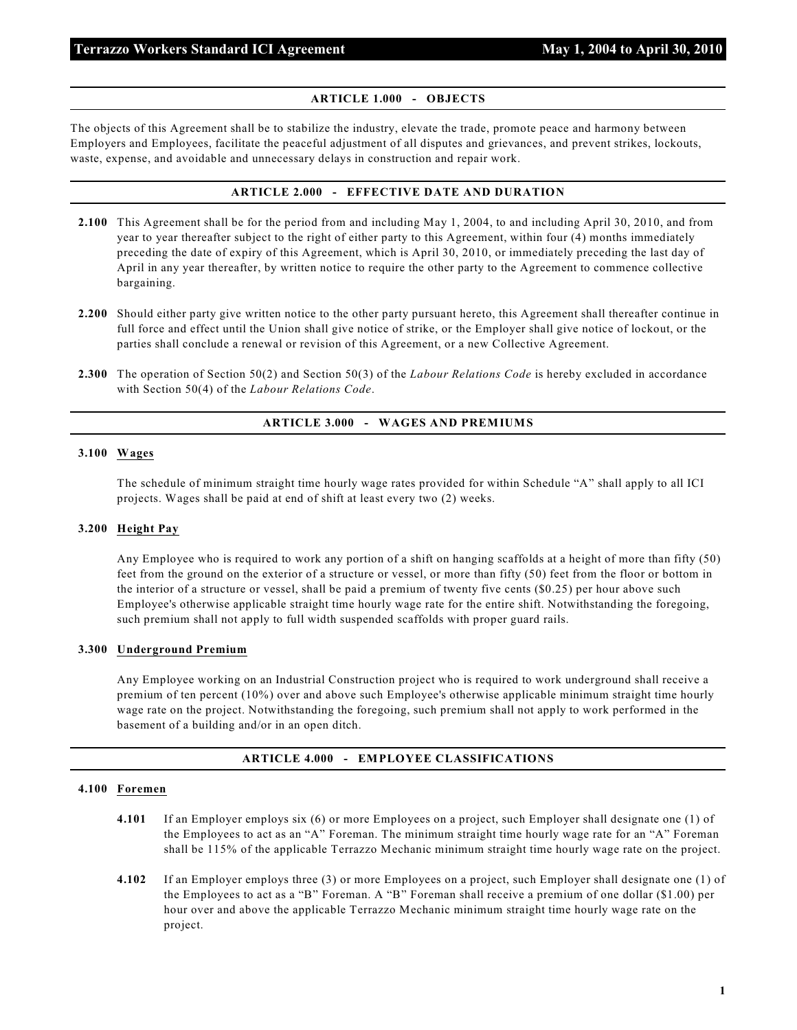## ARTICLE 1.000 - OBJECTS

The objects of this Agreement shall be to stabilize the industry, elevate the trade, promote peace and harmony between Employers and Employees, facilitate the peaceful adjustment of all disputes and grievances, and prevent strikes, lockouts, waste, expense, and avoidable and unnecessary delays in construction and repair work.

## ARTICLE 2.000 - EFFECTIVE DATE AND DURATION

**2.100** This Agreement shall be for the period from and including May 1, 2004, to and including April 30, 2010, and from year to year thereafter subject to the right of either party to this Agreement, within four (4) months immediately preceding the date of expiry of this Agreement, which is April 30, 2010, or immediately preceding the last day of April in any year thereafter, by written notice to require the other party to the Agreement to commence collective bargaining.

**2.200** Should either party give written notice to the other party pursuant hereto, this Agreement shall thereafter continue in full force and effect until the Union shall give notice of strike, or the Employer shall give notice of lockout, or the parties shall conclude a renewal or revision of this Agreement, or a new Collective Agreement.

**2.300** The operation of Section 50(2) and Section 50(3) of the *Labour Relations Code* is hereby excluded in accordance with Section 50(4) of the *Labour Relations Code*.

## ARTICLE 3.000 - WAGES AND PREMIUMS

### 3.100 Wages

The schedule of minimum straight time hourly wage rates provided for within Schedule "A" shall apply to all ICI projects. Wages shall be paid at end of shift at least every two (2) weeks.

### 3.200 Height Pay

Any Employee who is required to work any portion of a shift on hanging scaffolds at a height of more than fifty (50) feet from the ground on the exterior of a structure or vessel, or more than fifty (50) feet from the floor or bottom in the interior of a structure or vessel, shall be paid a premium of twenty five cents ($0.25) per hour above such Employee's otherwise applicable straight time hourly wage rate for the entire shift. Notwithstanding the foregoing, such premium shall not apply to full width suspended scaffolds with proper guard rails.

### 3.300 Underground Premium

Any Employee working on an Industrial Construction project who is required to work underground shall receive a premium of ten percent (10%) over and above such Employee's otherwise applicable minimum straight time hourly wage rate on the project. Notwithstanding the foregoing, such premium shall not apply to work performed in the basement of a building and/or in an open ditch.

## ARTICLE 4.000 - EMPLOYEE CLASSIFICATIONS

### 4.100 Foremen

**4.101** If an Employer employs six (6) or more Employees on a project, such Employer shall designate one (1) of the Employees to act as an "A" Foreman. The minimum straight time hourly wage rate for an "A" Foreman shall be 115% of the applicable Terrazzo Mechanic minimum straight time hourly wage rate on the project.

**4.102** If an Employer employs three (3) or more Employees on a project, such Employer shall designate one (1) of the Employees to act as a "B" Foreman. A "B" Foreman shall receive a premium of one dollar ($1.00) per hour over and above the applicable Terrazzo Mechanic minimum straight time hourly wage rate on the project.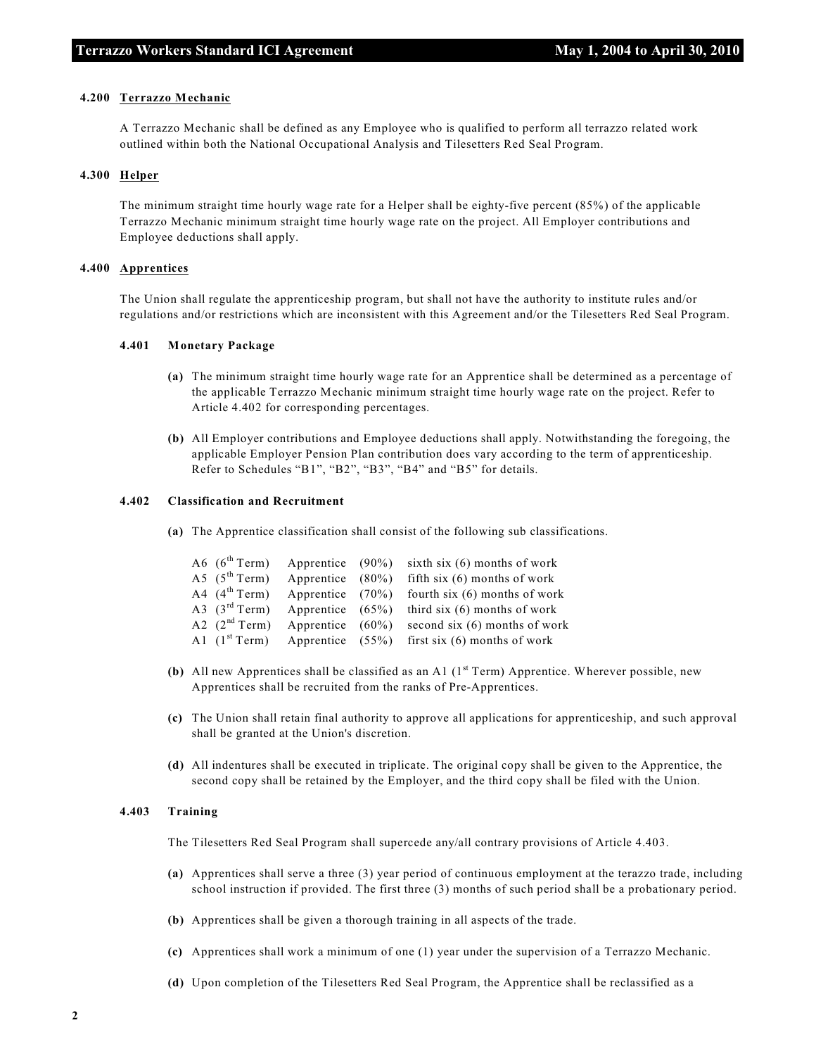#### 4.200 Terrazzo Mechanic

A Terrazzo Mechanic shall be defined as any Employee who is qualified to perform all terrazzo related work outlined within both the National Occupational Analysis and Tilesetters Red Seal Program.

#### 4.300 Helper

The minimum straight time hourly wage rate for a Helper shall be eighty-five percent (85%) of the applicable Terrazzo Mechanic minimum straight time hourly wage rate on the project. All Employer contributions and Employee deductions shall apply.

#### 4.400 Apprentices

The Union shall regulate the apprenticeship program, but shall not have the authority to institute rules and/or regulations and/or restrictions which are inconsistent with this Agreement and/or the Tilesetters Red Seal Program.

**4.401 Monetary Package**

**(a)** The minimum straight time hourly wage rate for an Apprentice shall be determined as a percentage of the applicable Terrazzo Mechanic minimum straight time hourly wage rate on the project. Refer to Article 4.402 for corresponding percentages.

**(b)** All Employer contributions and Employee deductions shall apply. Notwithstanding the foregoing, the applicable Employer Pension Plan contribution does vary according to the term of apprenticeship. Refer to Schedules "B1", "B2", "B3", "B4" and "B5" for details.

**4.402 Classification and Recruitment**

**(a)** The Apprentice classification shall consist of the following sub classifications.

| | | | |
|---|---|---|---|
| A6 (6th Term) | Apprentice | (90%) | sixth six (6) months of work |
| A5 (5th Term) | Apprentice | (80%) | fifth six (6) months of work |
| A4 (4th Term) | Apprentice | (70%) | fourth six (6) months of work |
| A3 (3rd Term) | Apprentice | (65%) | third six (6) months of work |
| A2 (2nd Term) | Apprentice | (60%) | second six (6) months of work |
| A1 (1st Term) | Apprentice | (55%) | first six (6) months of work |

**(b)** All new Apprentices shall be classified as an A1 (1st Term) Apprentice. Wherever possible, new Apprentices shall be recruited from the ranks of Pre-Apprentices.

**(c)** The Union shall retain final authority to approve all applications for apprenticeship, and such approval shall be granted at the Union's discretion.

**(d)** All indentures shall be executed in triplicate. The original copy shall be given to the Apprentice, the second copy shall be retained by the Employer, and the third copy shall be filed with the Union.

**4.403 Training**

The Tilesetters Red Seal Program shall supercede any/all contrary provisions of Article 4.403.

**(a)** Apprentices shall serve a three (3) year period of continuous employment at the terazzo trade, including school instruction if provided. The first three (3) months of such period shall be a probationary period.

**(b)** Apprentices shall be given a thorough training in all aspects of the trade.

**(c)** Apprentices shall work a minimum of one (1) year under the supervision of a Terrazzo Mechanic.

**(d)** Upon completion of the Tilesetters Red Seal Program, the Apprentice shall be reclassified as a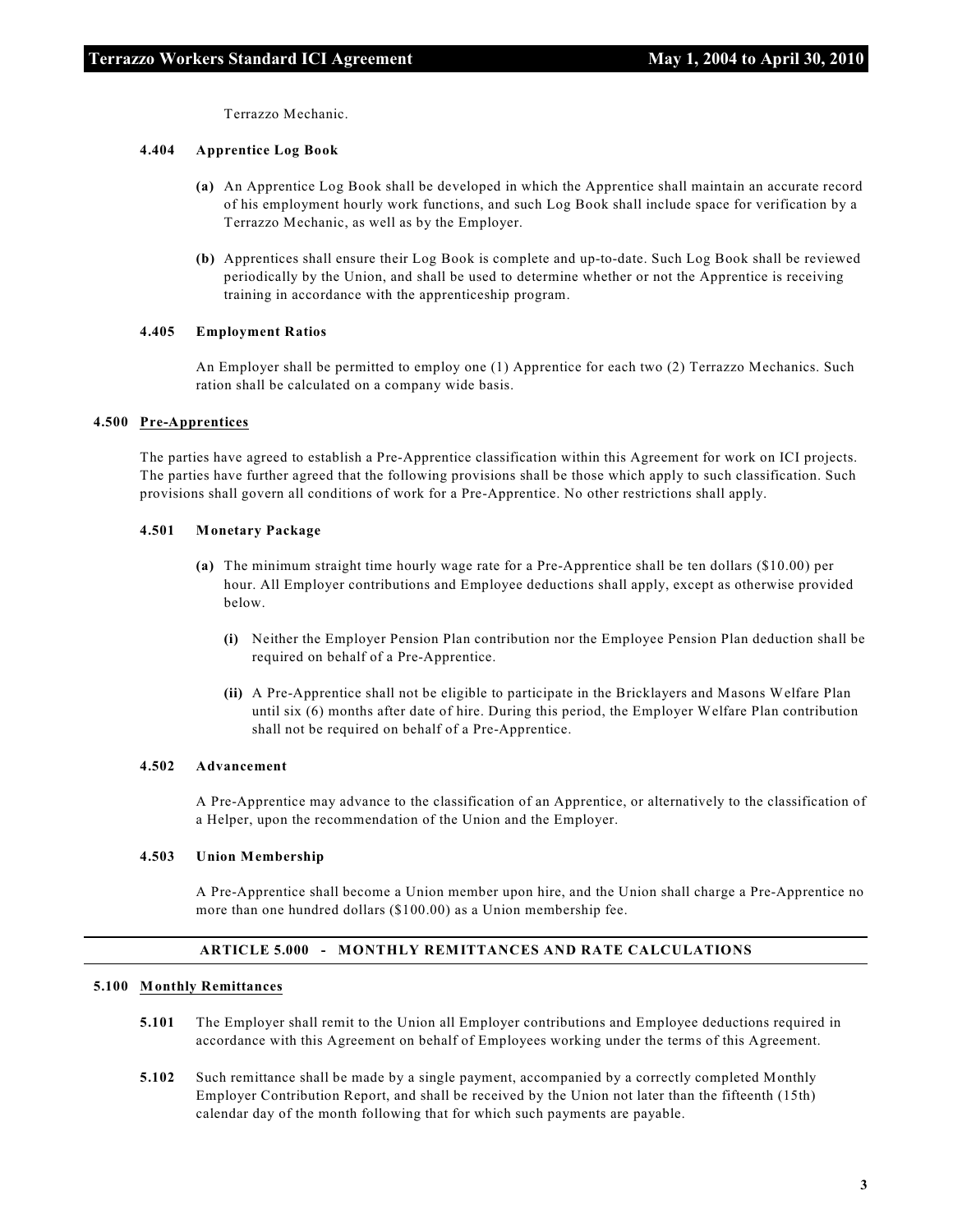Terrazzo Mechanic.

#### 4.404 Apprentice Log Book

**(a)** An Apprentice Log Book shall be developed in which the Apprentice shall maintain an accurate record of his employment hourly work functions, and such Log Book shall include space for verification by a Terrazzo Mechanic, as well as by the Employer.

**(b)** Apprentices shall ensure their Log Book is complete and up-to-date. Such Log Book shall be reviewed periodically by the Union, and shall be used to determine whether or not the Apprentice is receiving training in accordance with the apprenticeship program.

#### 4.405 Employment Ratios

An Employer shall be permitted to employ one (1) Apprentice for each two (2) Terrazzo Mechanics. Such ration shall be calculated on a company wide basis.

### 4.500 Pre-Apprentices

The parties have agreed to establish a Pre-Apprentice classification within this Agreement for work on ICI projects. The parties have further agreed that the following provisions shall be those which apply to such classification. Such provisions shall govern all conditions of work for a Pre-Apprentice. No other restrictions shall apply.

#### 4.501 Monetary Package

**(a)** The minimum straight time hourly wage rate for a Pre-Apprentice shall be ten dollars ($10.00) per hour. All Employer contributions and Employee deductions shall apply, except as otherwise provided below.

**(i)** Neither the Employer Pension Plan contribution nor the Employee Pension Plan deduction shall be required on behalf of a Pre-Apprentice.

**(ii)** A Pre-Apprentice shall not be eligible to participate in the Bricklayers and Masons Welfare Plan until six (6) months after date of hire. During this period, the Employer Welfare Plan contribution shall not be required on behalf of a Pre-Apprentice.

#### 4.502 Advancement

A Pre-Apprentice may advance to the classification of an Apprentice, or alternatively to the classification of a Helper, upon the recommendation of the Union and the Employer.

#### 4.503 Union Membership

A Pre-Apprentice shall become a Union member upon hire, and the Union shall charge a Pre-Apprentice no more than one hundred dollars ($100.00) as a Union membership fee.

## ARTICLE 5.000 - MONTHLY REMITTANCES AND RATE CALCULATIONS

### 5.100 Monthly Remittances

**5.101** The Employer shall remit to the Union all Employer contributions and Employee deductions required in accordance with this Agreement on behalf of Employees working under the terms of this Agreement.

**5.102** Such remittance shall be made by a single payment, accompanied by a correctly completed Monthly Employer Contribution Report, and shall be received by the Union not later than the fifteenth (15th) calendar day of the month following that for which such payments are payable.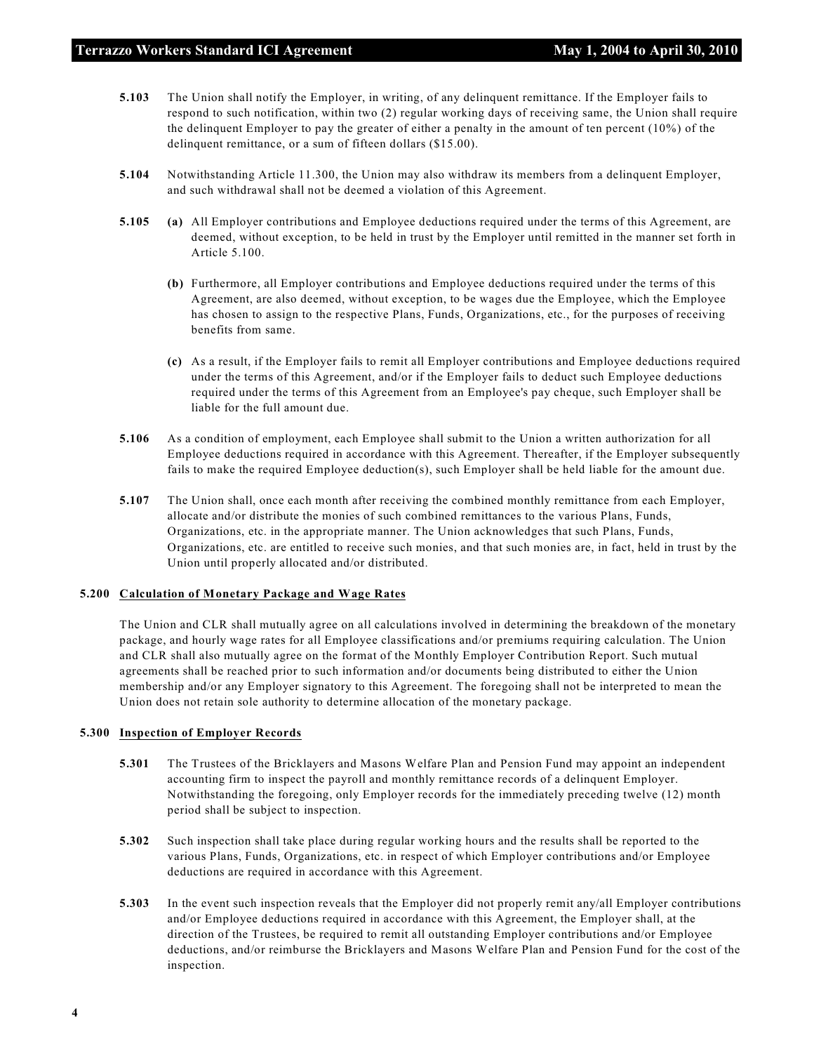**5.103** The Union shall notify the Employer, in writing, of any delinquent remittance. If the Employer fails to respond to such notification, within two (2) regular working days of receiving same, the Union shall require the delinquent Employer to pay the greater of either a penalty in the amount of ten percent (10%) of the delinquent remittance, or a sum of fifteen dollars ($15.00).

**5.104** Notwithstanding Article 11.300, the Union may also withdraw its members from a delinquent Employer, and such withdrawal shall not be deemed a violation of this Agreement.

**5.105** **(a)** All Employer contributions and Employee deductions required under the terms of this Agreement, are deemed, without exception, to be held in trust by the Employer until remitted in the manner set forth in Article 5.100.

**(b)** Furthermore, all Employer contributions and Employee deductions required under the terms of this Agreement, are also deemed, without exception, to be wages due the Employee, which the Employee has chosen to assign to the respective Plans, Funds, Organizations, etc., for the purposes of receiving benefits from same.

**(c)** As a result, if the Employer fails to remit all Employer contributions and Employee deductions required under the terms of this Agreement, and/or if the Employer fails to deduct such Employee deductions required under the terms of this Agreement from an Employee's pay cheque, such Employer shall be liable for the full amount due.

**5.106** As a condition of employment, each Employee shall submit to the Union a written authorization for all Employee deductions required in accordance with this Agreement. Thereafter, if the Employer subsequently fails to make the required Employee deduction(s), such Employer shall be held liable for the amount due.

**5.107** The Union shall, once each month after receiving the combined monthly remittance from each Employer, allocate and/or distribute the monies of such combined remittances to the various Plans, Funds, Organizations, etc. in the appropriate manner. The Union acknowledges that such Plans, Funds, Organizations, etc. are entitled to receive such monies, and that such monies are, in fact, held in trust by the Union until properly allocated and/or distributed.

### 5.200 Calculation of Monetary Package and Wage Rates

The Union and CLR shall mutually agree on all calculations involved in determining the breakdown of the monetary package, and hourly wage rates for all Employee classifications and/or premiums requiring calculation. The Union and CLR shall also mutually agree on the format of the Monthly Employer Contribution Report. Such mutual agreements shall be reached prior to such information and/or documents being distributed to either the Union membership and/or any Employer signatory to this Agreement. The foregoing shall not be interpreted to mean the Union does not retain sole authority to determine allocation of the monetary package.

### 5.300 Inspection of Employer Records

**5.301** The Trustees of the Bricklayers and Masons Welfare Plan and Pension Fund may appoint an independent accounting firm to inspect the payroll and monthly remittance records of a delinquent Employer. Notwithstanding the foregoing, only Employer records for the immediately preceding twelve (12) month period shall be subject to inspection.

**5.302** Such inspection shall take place during regular working hours and the results shall be reported to the various Plans, Funds, Organizations, etc. in respect of which Employer contributions and/or Employee deductions are required in accordance with this Agreement.

**5.303** In the event such inspection reveals that the Employer did not properly remit any/all Employer contributions and/or Employee deductions required in accordance with this Agreement, the Employer shall, at the direction of the Trustees, be required to remit all outstanding Employer contributions and/or Employee deductions, and/or reimburse the Bricklayers and Masons Welfare Plan and Pension Fund for the cost of the inspection.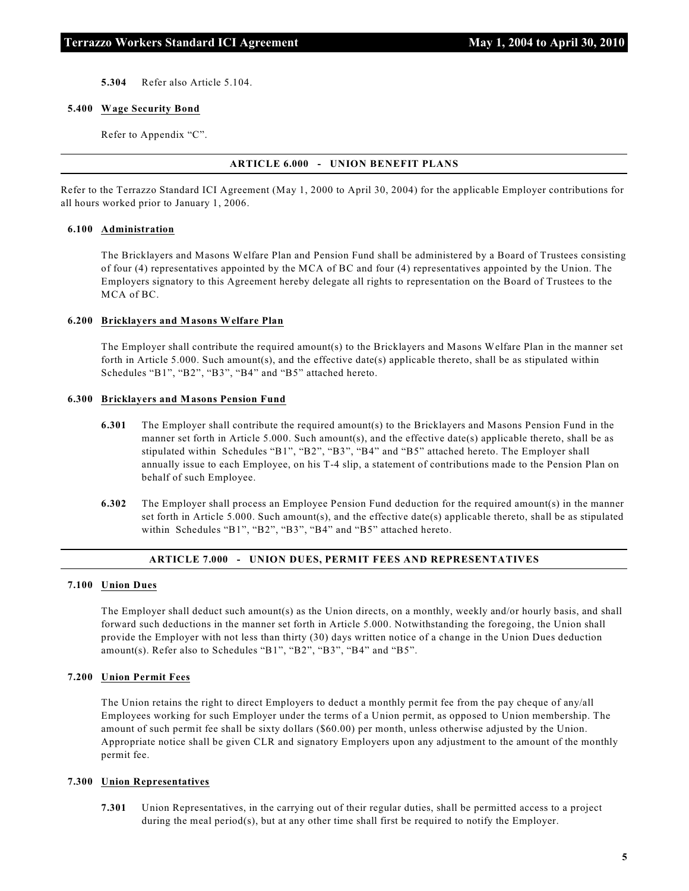**5.304** Refer also Article 5.104.

**5.400 Wage Security Bond**

Refer to Appendix "C".

## ARTICLE 6.000 - UNION BENEFIT PLANS

Refer to the Terrazzo Standard ICI Agreement (May 1, 2000 to April 30, 2004) for the applicable Employer contributions for all hours worked prior to January 1, 2006.

**6.100 Administration**

The Bricklayers and Masons Welfare Plan and Pension Fund shall be administered by a Board of Trustees consisting of four (4) representatives appointed by the MCA of BC and four (4) representatives appointed by the Union. The Employers signatory to this Agreement hereby delegate all rights to representation on the Board of Trustees to the MCA of BC.

**6.200 Bricklayers and Masons Welfare Plan**

The Employer shall contribute the required amount(s) to the Bricklayers and Masons Welfare Plan in the manner set forth in Article 5.000. Such amount(s), and the effective date(s) applicable thereto, shall be as stipulated within Schedules "B1", "B2", "B3", "B4" and "B5" attached hereto.

**6.300 Bricklayers and Masons Pension Fund**

**6.301** The Employer shall contribute the required amount(s) to the Bricklayers and Masons Pension Fund in the manner set forth in Article 5.000. Such amount(s), and the effective date(s) applicable thereto, shall be as stipulated within Schedules "B1", "B2", "B3", "B4" and "B5" attached hereto. The Employer shall annually issue to each Employee, on his T-4 slip, a statement of contributions made to the Pension Plan on behalf of such Employee.

**6.302** The Employer shall process an Employee Pension Fund deduction for the required amount(s) in the manner set forth in Article 5.000. Such amount(s), and the effective date(s) applicable thereto, shall be as stipulated within Schedules "B1", "B2", "B3", "B4" and "B5" attached hereto.

## ARTICLE 7.000 - UNION DUES, PERMIT FEES AND REPRESENTATIVES

**7.100 Union Dues**

The Employer shall deduct such amount(s) as the Union directs, on a monthly, weekly and/or hourly basis, and shall forward such deductions in the manner set forth in Article 5.000. Notwithstanding the foregoing, the Union shall provide the Employer with not less than thirty (30) days written notice of a change in the Union Dues deduction amount(s). Refer also to Schedules "B1", "B2", "B3", "B4" and "B5".

**7.200 Union Permit Fees**

The Union retains the right to direct Employers to deduct a monthly permit fee from the pay cheque of any/all Employees working for such Employer under the terms of a Union permit, as opposed to Union membership. The amount of such permit fee shall be sixty dollars ($60.00) per month, unless otherwise adjusted by the Union. Appropriate notice shall be given CLR and signatory Employers upon any adjustment to the amount of the monthly permit fee.

**7.300 Union Representatives**

**7.301** Union Representatives, in the carrying out of their regular duties, shall be permitted access to a project during the meal period(s), but at any other time shall first be required to notify the Employer.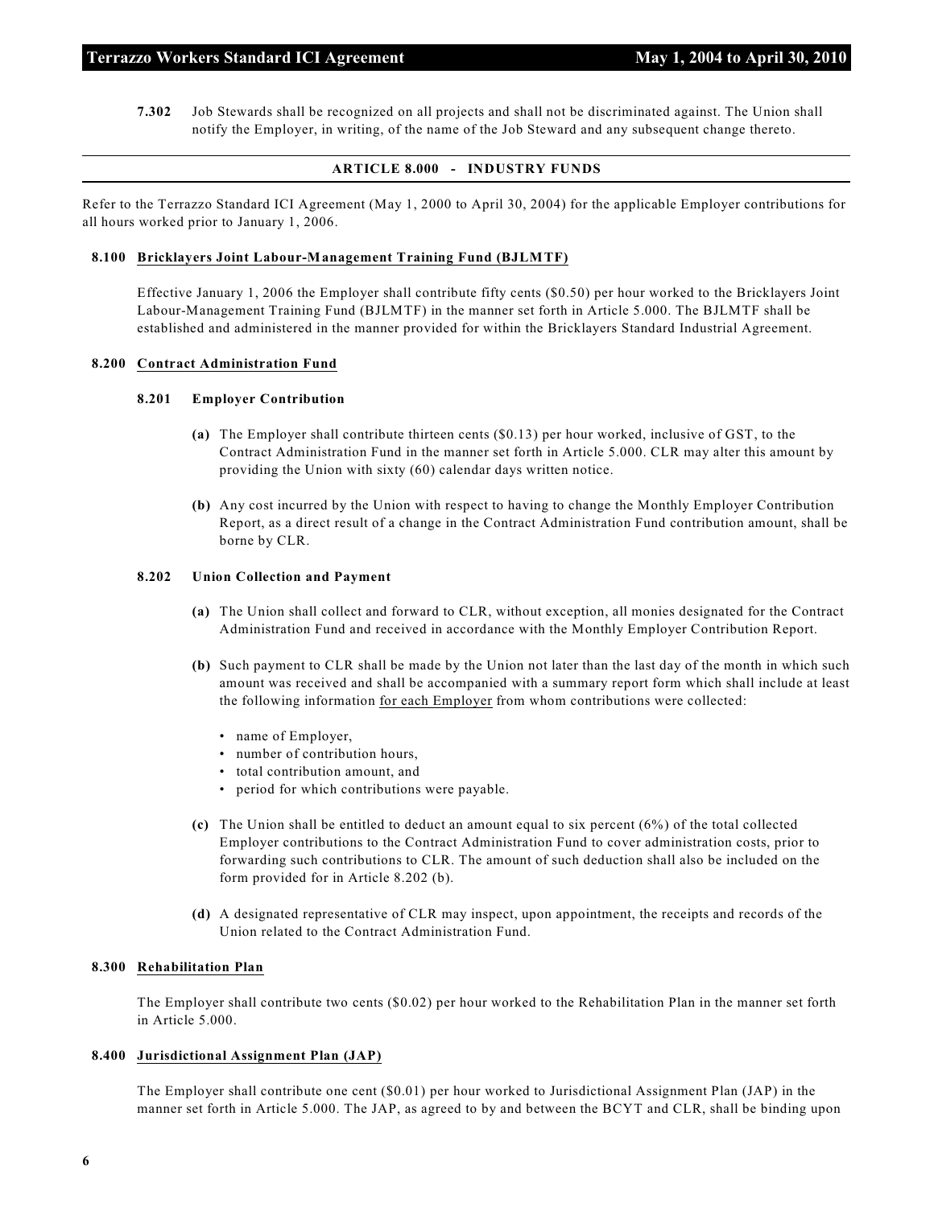**7.302** Job Stewards shall be recognized on all projects and shall not be discriminated against. The Union shall notify the Employer, in writing, of the name of the Job Steward and any subsequent change thereto.

## ARTICLE 8.000 - INDUSTRY FUNDS

Refer to the Terrazzo Standard ICI Agreement (May 1, 2000 to April 30, 2004) for the applicable Employer contributions for all hours worked prior to January 1, 2006.

### 8.100 Bricklayers Joint Labour-Management Training Fund (BJLMTF)

Effective January 1, 2006 the Employer shall contribute fifty cents ($0.50) per hour worked to the Bricklayers Joint Labour-Management Training Fund (BJLMTF) in the manner set forth in Article 5.000. The BJLMTF shall be established and administered in the manner provided for within the Bricklayers Standard Industrial Agreement.

### 8.200 Contract Administration Fund

#### 8.201 Employer Contribution

**(a)** The Employer shall contribute thirteen cents ($0.13) per hour worked, inclusive of GST, to the Contract Administration Fund in the manner set forth in Article 5.000. CLR may alter this amount by providing the Union with sixty (60) calendar days written notice.

**(b)** Any cost incurred by the Union with respect to having to change the Monthly Employer Contribution Report, as a direct result of a change in the Contract Administration Fund contribution amount, shall be borne by CLR.

#### 8.202 Union Collection and Payment

**(a)** The Union shall collect and forward to CLR, without exception, all monies designated for the Contract Administration Fund and received in accordance with the Monthly Employer Contribution Report.

**(b)** Such payment to CLR shall be made by the Union not later than the last day of the month in which such amount was received and shall be accompanied with a summary report form which shall include at least the following information for each Employer from whom contributions were collected:

- name of Employer,
- number of contribution hours,
- total contribution amount, and
- period for which contributions were payable.

**(c)** The Union shall be entitled to deduct an amount equal to six percent (6%) of the total collected Employer contributions to the Contract Administration Fund to cover administration costs, prior to forwarding such contributions to CLR. The amount of such deduction shall also be included on the form provided for in Article 8.202 (b).

**(d)** A designated representative of CLR may inspect, upon appointment, the receipts and records of the Union related to the Contract Administration Fund.

### 8.300 Rehabilitation Plan

The Employer shall contribute two cents ($0.02) per hour worked to the Rehabilitation Plan in the manner set forth in Article 5.000.

### 8.400 Jurisdictional Assignment Plan (JAP)

The Employer shall contribute one cent ($0.01) per hour worked to Jurisdictional Assignment Plan (JAP) in the manner set forth in Article 5.000. The JAP, as agreed to by and between the BCYT and CLR, shall be binding upon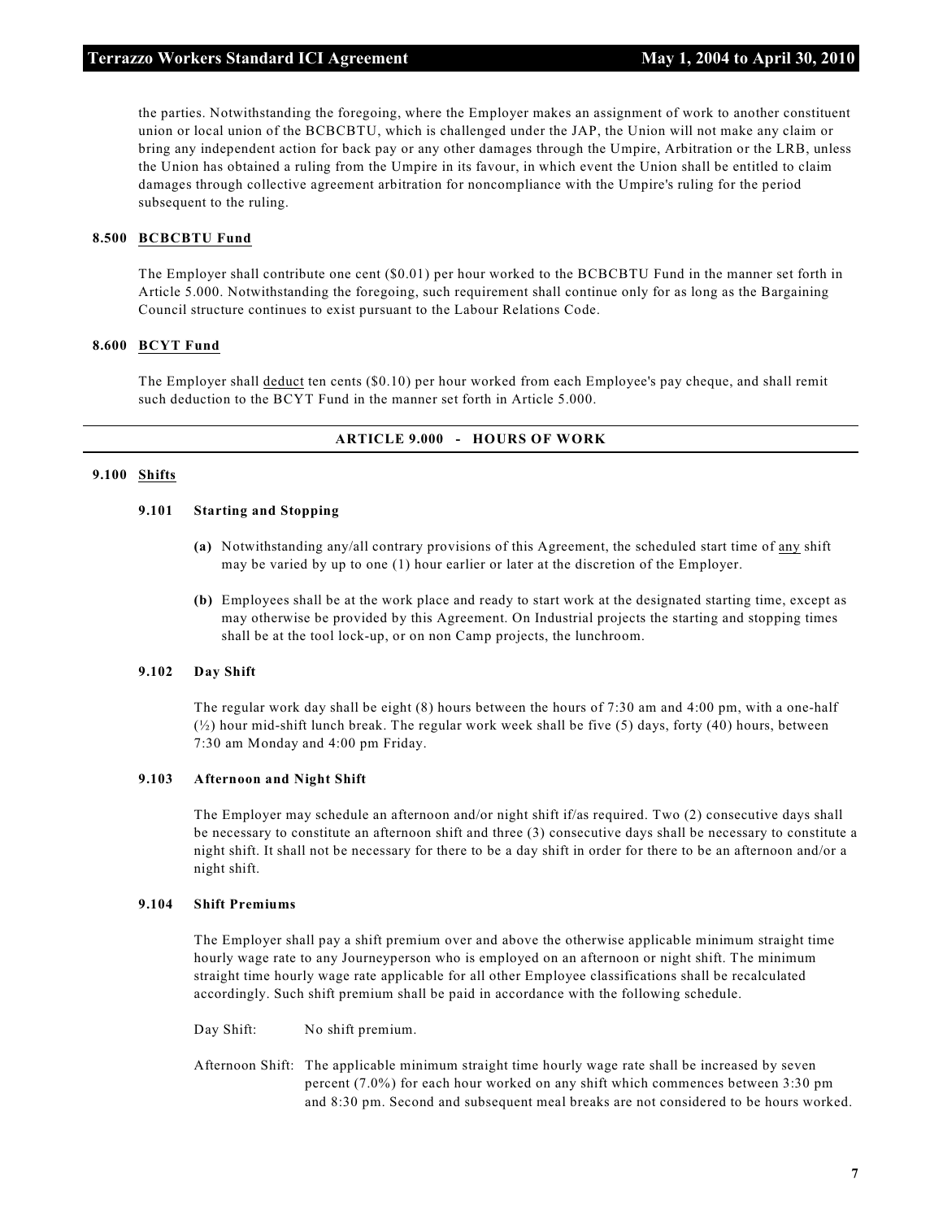the parties. Notwithstanding the foregoing, where the Employer makes an assignment of work to another constituent union or local union of the BCBCBTU, which is challenged under the JAP, the Union will not make any claim or bring any independent action for back pay or any other damages through the Umpire, Arbitration or the LRB, unless the Union has obtained a ruling from the Umpire in its favour, in which event the Union shall be entitled to claim damages through collective agreement arbitration for noncompliance with the Umpire's ruling for the period subsequent to the ruling.

### 8.500 BCBCBTU Fund

The Employer shall contribute one cent ($0.01) per hour worked to the BCBCBTU Fund in the manner set forth in Article 5.000. Notwithstanding the foregoing, such requirement shall continue only for as long as the Bargaining Council structure continues to exist pursuant to the Labour Relations Code.

### 8.600 BCYT Fund

The Employer shall deduct ten cents ($0.10) per hour worked from each Employee's pay cheque, and shall remit such deduction to the BCYT Fund in the manner set forth in Article 5.000.

## ARTICLE 9.000 - HOURS OF WORK

### 9.100 Shifts

#### 9.101 Starting and Stopping

**(a)** Notwithstanding any/all contrary provisions of this Agreement, the scheduled start time of any shift may be varied by up to one (1) hour earlier or later at the discretion of the Employer.

**(b)** Employees shall be at the work place and ready to start work at the designated starting time, except as may otherwise be provided by this Agreement. On Industrial projects the starting and stopping times shall be at the tool lock-up, or on non Camp projects, the lunchroom.

#### 9.102 Day Shift

The regular work day shall be eight (8) hours between the hours of 7:30 am and 4:00 pm, with a one-half (½) hour mid-shift lunch break. The regular work week shall be five (5) days, forty (40) hours, between 7:30 am Monday and 4:00 pm Friday.

#### 9.103 Afternoon and Night Shift

The Employer may schedule an afternoon and/or night shift if/as required. Two (2) consecutive days shall be necessary to constitute an afternoon shift and three (3) consecutive days shall be necessary to constitute a night shift. It shall not be necessary for there to be a day shift in order for there to be an afternoon and/or a night shift.

#### 9.104 Shift Premiums

The Employer shall pay a shift premium over and above the otherwise applicable minimum straight time hourly wage rate to any Journeyperson who is employed on an afternoon or night shift. The minimum straight time hourly wage rate applicable for all other Employee classifications shall be recalculated accordingly. Such shift premium shall be paid in accordance with the following schedule.

Day Shift: No shift premium.

Afternoon Shift: The applicable minimum straight time hourly wage rate shall be increased by seven percent (7.0%) for each hour worked on any shift which commences between 3:30 pm and 8:30 pm. Second and subsequent meal breaks are not considered to be hours worked.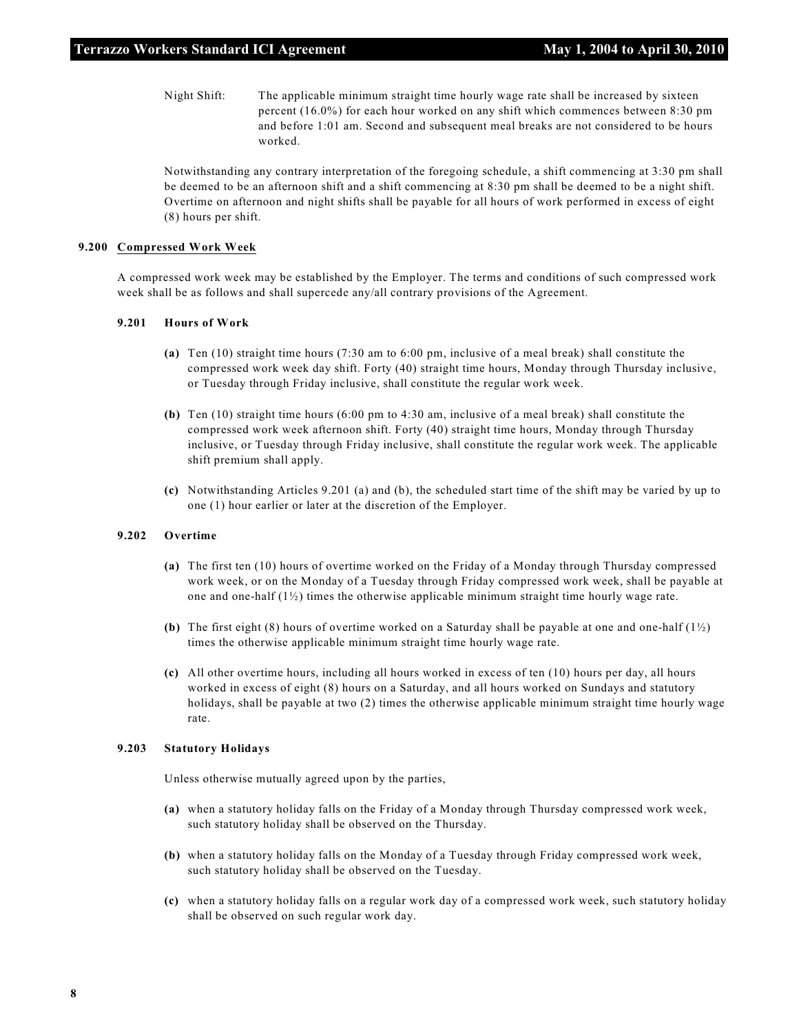Night Shift: The applicable minimum straight time hourly wage rate shall be increased by sixteen percent (16.0%) for each hour worked on any shift which commences between 8:30 pm and before 1:01 am. Second and subsequent meal breaks are not considered to be hours worked.

Notwithstanding any contrary interpretation of the foregoing schedule, a shift commencing at 3:30 pm shall be deemed to be an afternoon shift and a shift commencing at 8:30 pm shall be deemed to be a night shift. Overtime on afternoon and night shifts shall be payable for all hours of work performed in excess of eight (8) hours per shift.

### 9.200 Compressed Work Week

A compressed work week may be established by the Employer. The terms and conditions of such compressed work week shall be as follows and shall supercede any/all contrary provisions of the Agreement.

#### 9.201 Hours of Work

**(a)** Ten (10) straight time hours (7:30 am to 6:00 pm, inclusive of a meal break) shall constitute the compressed work week day shift. Forty (40) straight time hours, Monday through Thursday inclusive, or Tuesday through Friday inclusive, shall constitute the regular work week.

**(b)** Ten (10) straight time hours (6:00 pm to 4:30 am, inclusive of a meal break) shall constitute the compressed work week afternoon shift. Forty (40) straight time hours, Monday through Thursday inclusive, or Tuesday through Friday inclusive, shall constitute the regular work week. The applicable shift premium shall apply.

**(c)** Notwithstanding Articles 9.201 (a) and (b), the scheduled start time of the shift may be varied by up to one (1) hour earlier or later at the discretion of the Employer.

#### 9.202 Overtime

**(a)** The first ten (10) hours of overtime worked on the Friday of a Monday through Thursday compressed work week, or on the Monday of a Tuesday through Friday compressed work week, shall be payable at one and one-half (1½) times the otherwise applicable minimum straight time hourly wage rate.

**(b)** The first eight (8) hours of overtime worked on a Saturday shall be payable at one and one-half (1½) times the otherwise applicable minimum straight time hourly wage rate.

**(c)** All other overtime hours, including all hours worked in excess of ten (10) hours per day, all hours worked in excess of eight (8) hours on a Saturday, and all hours worked on Sundays and statutory holidays, shall be payable at two (2) times the otherwise applicable minimum straight time hourly wage rate.

#### 9.203 Statutory Holidays

Unless otherwise mutually agreed upon by the parties,

**(a)** when a statutory holiday falls on the Friday of a Monday through Thursday compressed work week, such statutory holiday shall be observed on the Thursday.

**(b)** when a statutory holiday falls on the Monday of a Tuesday through Friday compressed work week, such statutory holiday shall be observed on the Tuesday.

**(c)** when a statutory holiday falls on a regular work day of a compressed work week, such statutory holiday shall be observed on such regular work day.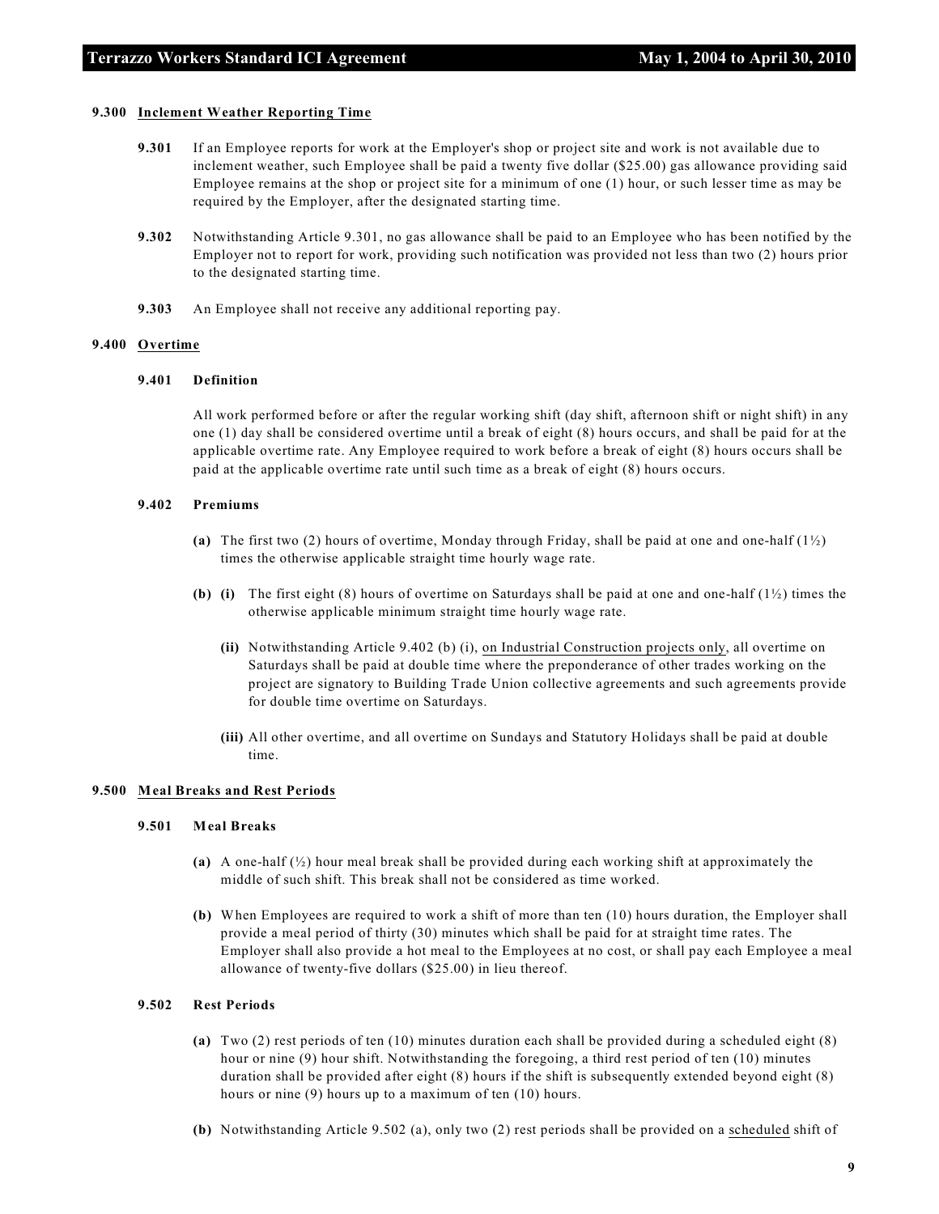#### 9.300 <u>Inclement Weather Reporting Time</u>

**9.301** If an Employee reports for work at the Employer's shop or project site and work is not available due to inclement weather, such Employee shall be paid a twenty five dollar ($25.00) gas allowance providing said Employee remains at the shop or project site for a minimum of one (1) hour, or such lesser time as may be required by the Employer, after the designated starting time.

**9.302** Notwithstanding Article 9.301, no gas allowance shall be paid to an Employee who has been notified by the Employer not to report for work, providing such notification was provided not less than two (2) hours prior to the designated starting time.

**9.303** An Employee shall not receive any additional reporting pay.

#### 9.400 <u>Overtime</u>

**9.401 Definition**

All work performed before or after the regular working shift (day shift, afternoon shift or night shift) in any one (1) day shall be considered overtime until a break of eight (8) hours occurs, and shall be paid for at the applicable overtime rate. Any Employee required to work before a break of eight (8) hours occurs shall be paid at the applicable overtime rate until such time as a break of eight (8) hours occurs.

**9.402 Premiums**

**(a)** The first two (2) hours of overtime, Monday through Friday, shall be paid at one and one-half (1½) times the otherwise applicable straight time hourly wage rate.

**(b) (i)** The first eight (8) hours of overtime on Saturdays shall be paid at one and one-half (1½) times the otherwise applicable minimum straight time hourly wage rate.

**(ii)** Notwithstanding Article 9.402 (b) (i), <u>on Industrial Construction projects only</u>, all overtime on Saturdays shall be paid at double time where the preponderance of other trades working on the project are signatory to Building Trade Union collective agreements and such agreements provide for double time overtime on Saturdays.

**(iii)** All other overtime, and all overtime on Sundays and Statutory Holidays shall be paid at double time.

#### 9.500 <u>Meal Breaks and Rest Periods</u>

**9.501 Meal Breaks**

**(a)** A one-half (½) hour meal break shall be provided during each working shift at approximately the middle of such shift. This break shall not be considered as time worked.

**(b)** When Employees are required to work a shift of more than ten (10) hours duration, the Employer shall provide a meal period of thirty (30) minutes which shall be paid for at straight time rates. The Employer shall also provide a hot meal to the Employees at no cost, or shall pay each Employee a meal allowance of twenty-five dollars ($25.00) in lieu thereof.

**9.502 Rest Periods**

**(a)** Two (2) rest periods of ten (10) minutes duration each shall be provided during a scheduled eight (8) hour or nine (9) hour shift. Notwithstanding the foregoing, a third rest period of ten (10) minutes duration shall be provided after eight (8) hours if the shift is subsequently extended beyond eight (8) hours or nine (9) hours up to a maximum of ten (10) hours.

**(b)** Notwithstanding Article 9.502 (a), only two (2) rest periods shall be provided on a <u>scheduled</u> shift of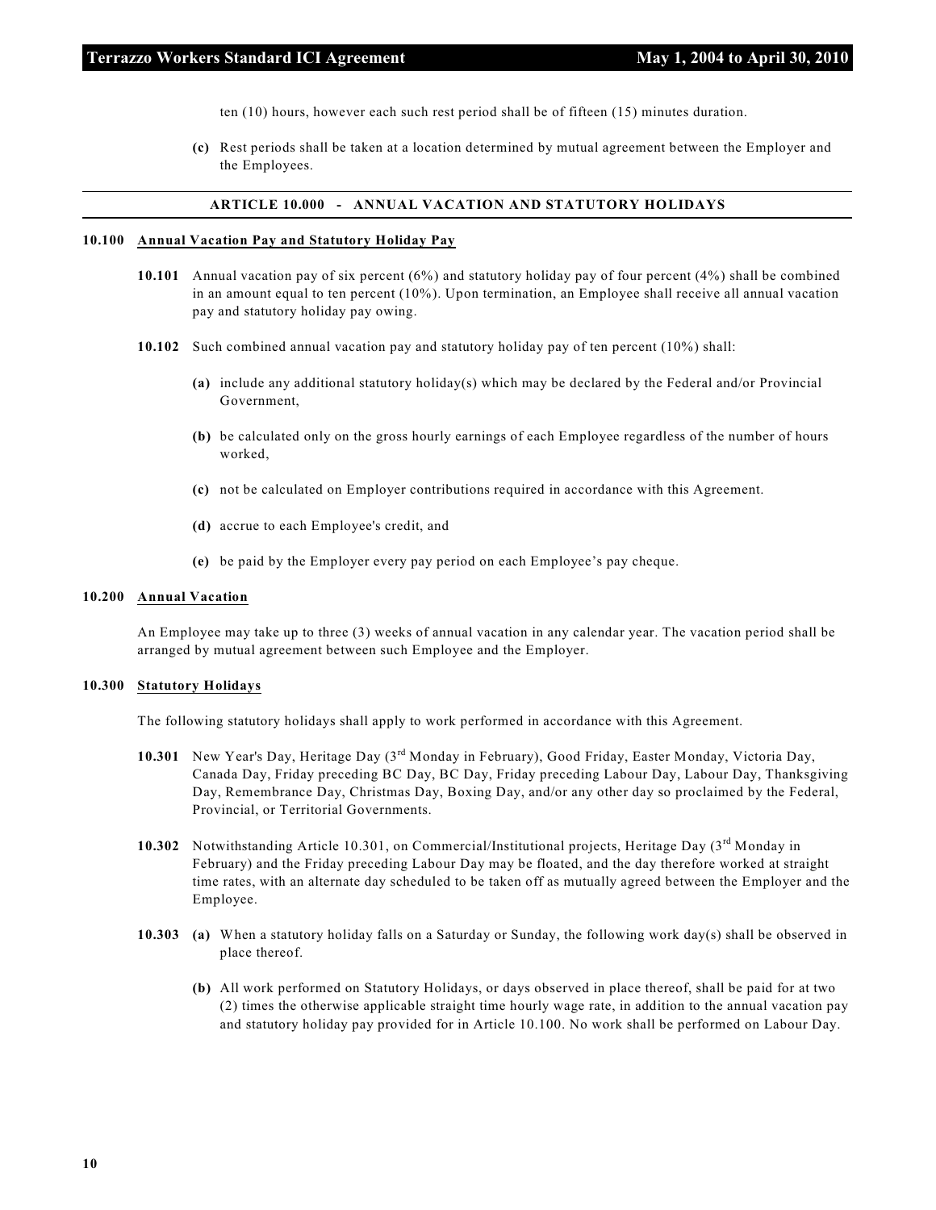ten (10) hours, however each such rest period shall be of fifteen (15) minutes duration.

**(c)** Rest periods shall be taken at a location determined by mutual agreement between the Employer and the Employees.

## ARTICLE 10.000 - ANNUAL VACATION AND STATUTORY HOLIDAYS

### 10.100 Annual Vacation Pay and Statutory Holiday Pay

**10.101** Annual vacation pay of six percent (6%) and statutory holiday pay of four percent (4%) shall be combined in an amount equal to ten percent (10%). Upon termination, an Employee shall receive all annual vacation pay and statutory holiday pay owing.

**10.102** Such combined annual vacation pay and statutory holiday pay of ten percent (10%) shall:

**(a)** include any additional statutory holiday(s) which may be declared by the Federal and/or Provincial Government,

**(b)** be calculated only on the gross hourly earnings of each Employee regardless of the number of hours worked,

**(c)** not be calculated on Employer contributions required in accordance with this Agreement.

**(d)** accrue to each Employee's credit, and

**(e)** be paid by the Employer every pay period on each Employee's pay cheque.

### 10.200 Annual Vacation

An Employee may take up to three (3) weeks of annual vacation in any calendar year. The vacation period shall be arranged by mutual agreement between such Employee and the Employer.

### 10.300 Statutory Holidays

The following statutory holidays shall apply to work performed in accordance with this Agreement.

**10.301** New Year's Day, Heritage Day (3rd Monday in February), Good Friday, Easter Monday, Victoria Day, Canada Day, Friday preceding BC Day, BC Day, Friday preceding Labour Day, Labour Day, Thanksgiving Day, Remembrance Day, Christmas Day, Boxing Day, and/or any other day so proclaimed by the Federal, Provincial, or Territorial Governments.

**10.302** Notwithstanding Article 10.301, on Commercial/Institutional projects, Heritage Day (3rd Monday in February) and the Friday preceding Labour Day may be floated, and the day therefore worked at straight time rates, with an alternate day scheduled to be taken off as mutually agreed between the Employer and the Employee.

**10.303** **(a)** When a statutory holiday falls on a Saturday or Sunday, the following work day(s) shall be observed in place thereof.

**(b)** All work performed on Statutory Holidays, or days observed in place thereof, shall be paid for at two (2) times the otherwise applicable straight time hourly wage rate, in addition to the annual vacation pay and statutory holiday pay provided for in Article 10.100. No work shall be performed on Labour Day.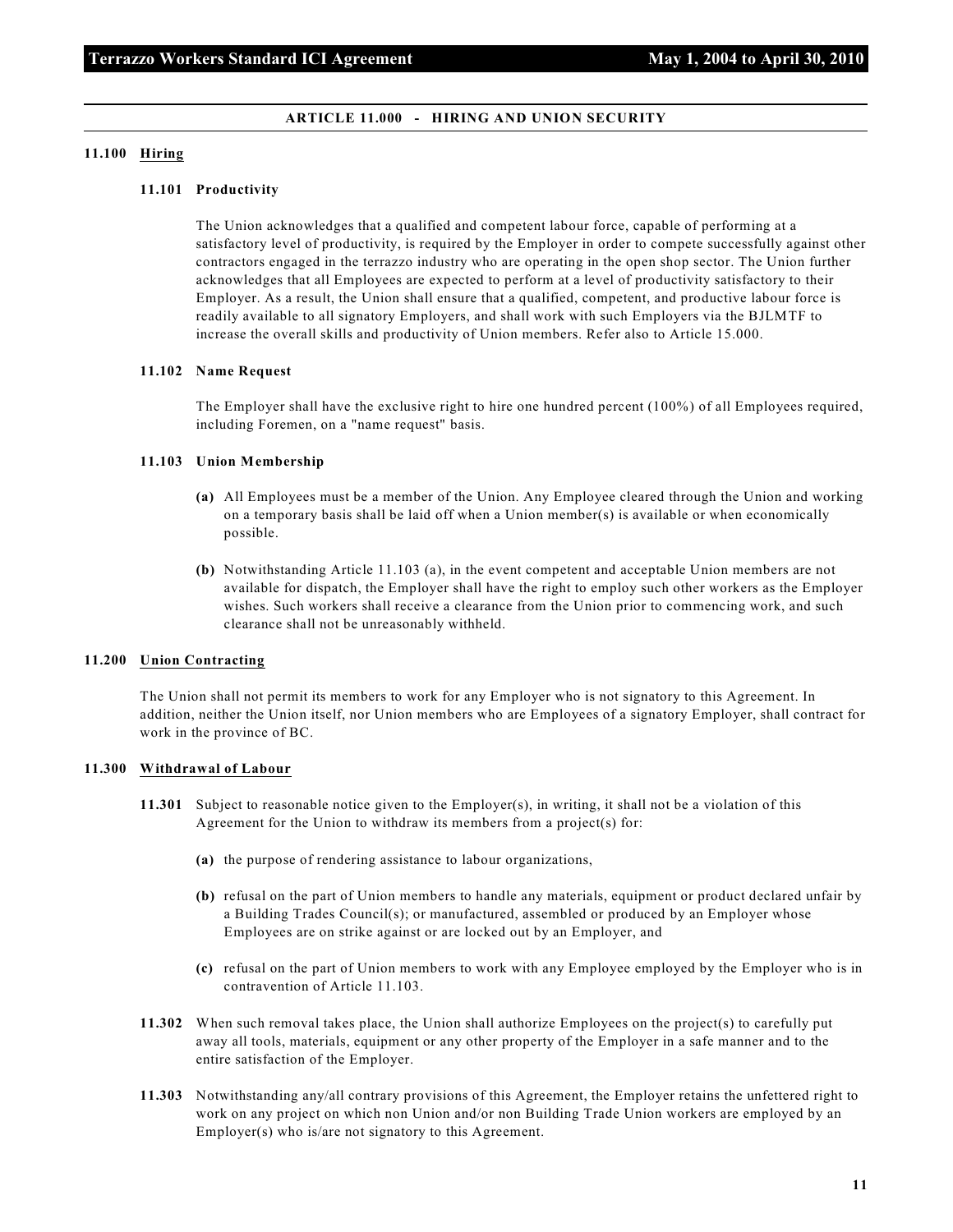## ARTICLE 11.000 - HIRING AND UNION SECURITY

### 11.100 Hiring

#### 11.101 Productivity

The Union acknowledges that a qualified and competent labour force, capable of performing at a satisfactory level of productivity, is required by the Employer in order to compete successfully against other contractors engaged in the terrazzo industry who are operating in the open shop sector. The Union further acknowledges that all Employees are expected to perform at a level of productivity satisfactory to their Employer. As a result, the Union shall ensure that a qualified, competent, and productive labour force is readily available to all signatory Employers, and shall work with such Employers via the BJLMTF to increase the overall skills and productivity of Union members. Refer also to Article 15.000.

#### 11.102 Name Request

The Employer shall have the exclusive right to hire one hundred percent (100%) of all Employees required, including Foremen, on a "name request" basis.

#### 11.103 Union Membership

**(a)** All Employees must be a member of the Union. Any Employee cleared through the Union and working on a temporary basis shall be laid off when a Union member(s) is available or when economically possible.

**(b)** Notwithstanding Article 11.103 (a), in the event competent and acceptable Union members are not available for dispatch, the Employer shall have the right to employ such other workers as the Employer wishes. Such workers shall receive a clearance from the Union prior to commencing work, and such clearance shall not be unreasonably withheld.

### 11.200 Union Contracting

The Union shall not permit its members to work for any Employer who is not signatory to this Agreement. In addition, neither the Union itself, nor Union members who are Employees of a signatory Employer, shall contract for work in the province of BC.

### 11.300 Withdrawal of Labour

**11.301** Subject to reasonable notice given to the Employer(s), in writing, it shall not be a violation of this Agreement for the Union to withdraw its members from a project(s) for:

**(a)** the purpose of rendering assistance to labour organizations,

**(b)** refusal on the part of Union members to handle any materials, equipment or product declared unfair by a Building Trades Council(s); or manufactured, assembled or produced by an Employer whose Employees are on strike against or are locked out by an Employer, and

**(c)** refusal on the part of Union members to work with any Employee employed by the Employer who is in contravention of Article 11.103.

**11.302** When such removal takes place, the Union shall authorize Employees on the project(s) to carefully put away all tools, materials, equipment or any other property of the Employer in a safe manner and to the entire satisfaction of the Employer.

**11.303** Notwithstanding any/all contrary provisions of this Agreement, the Employer retains the unfettered right to work on any project on which non Union and/or non Building Trade Union workers are employed by an Employer(s) who is/are not signatory to this Agreement.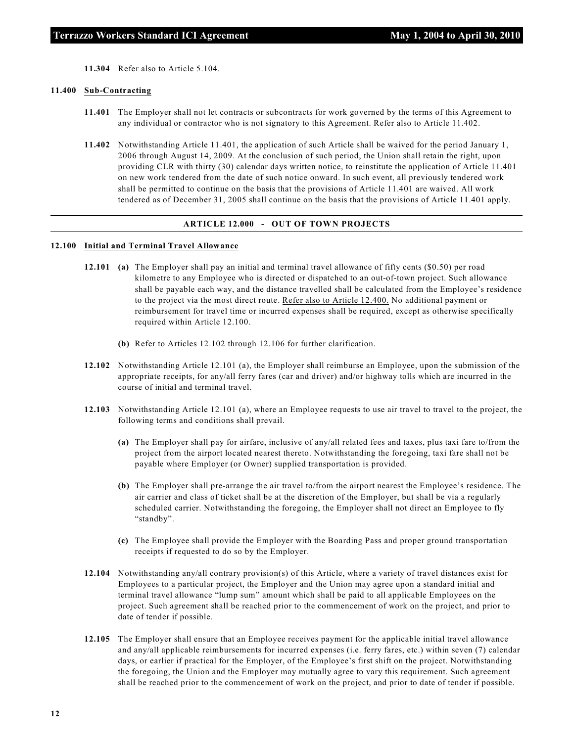**11.304** Refer also to Article 5.104.

**11.400 Sub-Contracting**

**11.401** The Employer shall not let contracts or subcontracts for work governed by the terms of this Agreement to any individual or contractor who is not signatory to this Agreement. Refer also to Article 11.402.

**11.402** Notwithstanding Article 11.401, the application of such Article shall be waived for the period January 1, 2006 through August 14, 2009. At the conclusion of such period, the Union shall retain the right, upon providing CLR with thirty (30) calendar days written notice, to reinstitute the application of Article 11.401 on new work tendered from the date of such notice onward. In such event, all previously tendered work shall be permitted to continue on the basis that the provisions of Article 11.401 are waived. All work tendered as of December 31, 2005 shall continue on the basis that the provisions of Article 11.401 apply.

## ARTICLE 12.000 - OUT OF TOWN PROJECTS

**12.100 Initial and Terminal Travel Allowance**

**12.101** **(a)** The Employer shall pay an initial and terminal travel allowance of fifty cents ($0.50) per road kilometre to any Employee who is directed or dispatched to an out-of-town project. Such allowance shall be payable each way, and the distance travelled shall be calculated from the Employee's residence to the project via the most direct route. Refer also to Article 12.400. No additional payment or reimbursement for travel time or incurred expenses shall be required, except as otherwise specifically required within Article 12.100.

**(b)** Refer to Articles 12.102 through 12.106 for further clarification.

**12.102** Notwithstanding Article 12.101 (a), the Employer shall reimburse an Employee, upon the submission of the appropriate receipts, for any/all ferry fares (car and driver) and/or highway tolls which are incurred in the course of initial and terminal travel.

**12.103** Notwithstanding Article 12.101 (a), where an Employee requests to use air travel to travel to the project, the following terms and conditions shall prevail.

**(a)** The Employer shall pay for airfare, inclusive of any/all related fees and taxes, plus taxi fare to/from the project from the airport located nearest thereto. Notwithstanding the foregoing, taxi fare shall not be payable where Employer (or Owner) supplied transportation is provided.

**(b)** The Employer shall pre-arrange the air travel to/from the airport nearest the Employee's residence. The air carrier and class of ticket shall be at the discretion of the Employer, but shall be via a regularly scheduled carrier. Notwithstanding the foregoing, the Employer shall not direct an Employee to fly "standby".

**(c)** The Employee shall provide the Employer with the Boarding Pass and proper ground transportation receipts if requested to do so by the Employer.

**12.104** Notwithstanding any/all contrary provision(s) of this Article, where a variety of travel distances exist for Employees to a particular project, the Employer and the Union may agree upon a standard initial and terminal travel allowance "lump sum" amount which shall be paid to all applicable Employees on the project. Such agreement shall be reached prior to the commencement of work on the project, and prior to date of tender if possible.

**12.105** The Employer shall ensure that an Employee receives payment for the applicable initial travel allowance and any/all applicable reimbursements for incurred expenses (i.e. ferry fares, etc.) within seven (7) calendar days, or earlier if practical for the Employer, of the Employee's first shift on the project. Notwithstanding the foregoing, the Union and the Employer may mutually agree to vary this requirement. Such agreement shall be reached prior to the commencement of work on the project, and prior to date of tender if possible.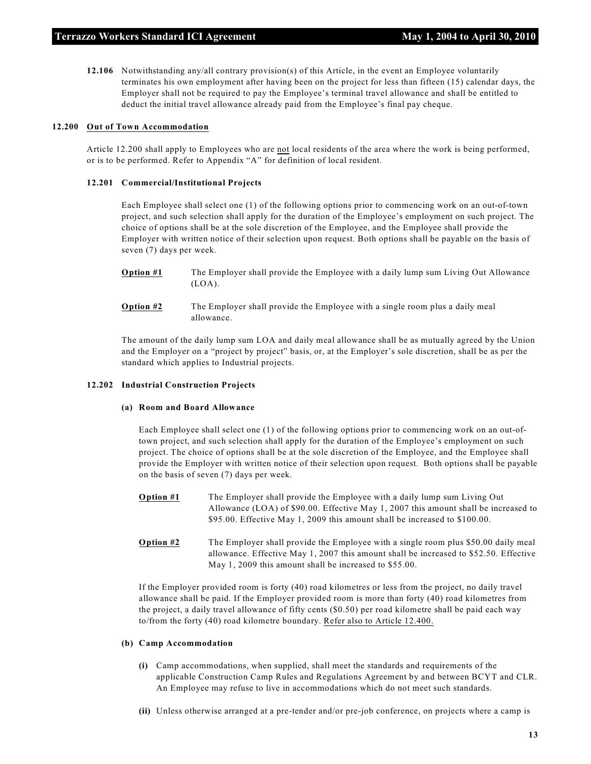**12.106** Notwithstanding any/all contrary provision(s) of this Article, in the event an Employee voluntarily terminates his own employment after having been on the project for less than fifteen (15) calendar days, the Employer shall not be required to pay the Employee's terminal travel allowance and shall be entitled to deduct the initial travel allowance already paid from the Employee's final pay cheque.

**12.200 Out of Town Accommodation**

Article 12.200 shall apply to Employees who are not local residents of the area where the work is being performed, or is to be performed. Refer to Appendix "A" for definition of local resident.

**12.201 Commercial/Institutional Projects**

Each Employee shall select one (1) of the following options prior to commencing work on an out-of-town project, and such selection shall apply for the duration of the Employee's employment on such project. The choice of options shall be at the sole discretion of the Employee, and the Employee shall provide the Employer with written notice of their selection upon request. Both options shall be payable on the basis of seven (7) days per week.

**Option #1** The Employer shall provide the Employee with a daily lump sum Living Out Allowance (LOA).

**Option #2** The Employer shall provide the Employee with a single room plus a daily meal allowance.

The amount of the daily lump sum LOA and daily meal allowance shall be as mutually agreed by the Union and the Employer on a "project by project" basis, or, at the Employer's sole discretion, shall be as per the standard which applies to Industrial projects.

**12.202 Industrial Construction Projects**

**(a) Room and Board Allowance**

Each Employee shall select one (1) of the following options prior to commencing work on an out-of-town project, and such selection shall apply for the duration of the Employee's employment on such project. The choice of options shall be at the sole discretion of the Employee, and the Employee shall provide the Employer with written notice of their selection upon request. Both options shall be payable on the basis of seven (7) days per week.

**Option #1** The Employer shall provide the Employee with a daily lump sum Living Out Allowance (LOA) of $90.00. Effective May 1, 2007 this amount shall be increased to $95.00. Effective May 1, 2009 this amount shall be increased to $100.00.

**Option #2** The Employer shall provide the Employee with a single room plus $50.00 daily meal allowance. Effective May 1, 2007 this amount shall be increased to $52.50. Effective May 1, 2009 this amount shall be increased to $55.00.

If the Employer provided room is forty (40) road kilometres or less from the project, no daily travel allowance shall be paid. If the Employer provided room is more than forty (40) road kilometres from the project, a daily travel allowance of fifty cents ($0.50) per road kilometre shall be paid each way to/from the forty (40) road kilometre boundary. Refer also to Article 12.400.

**(b) Camp Accommodation**

**(i)** Camp accommodations, when supplied, shall meet the standards and requirements of the applicable Construction Camp Rules and Regulations Agreement by and between BCYT and CLR. An Employee may refuse to live in accommodations which do not meet such standards.

**(ii)** Unless otherwise arranged at a pre-tender and/or pre-job conference, on projects where a camp is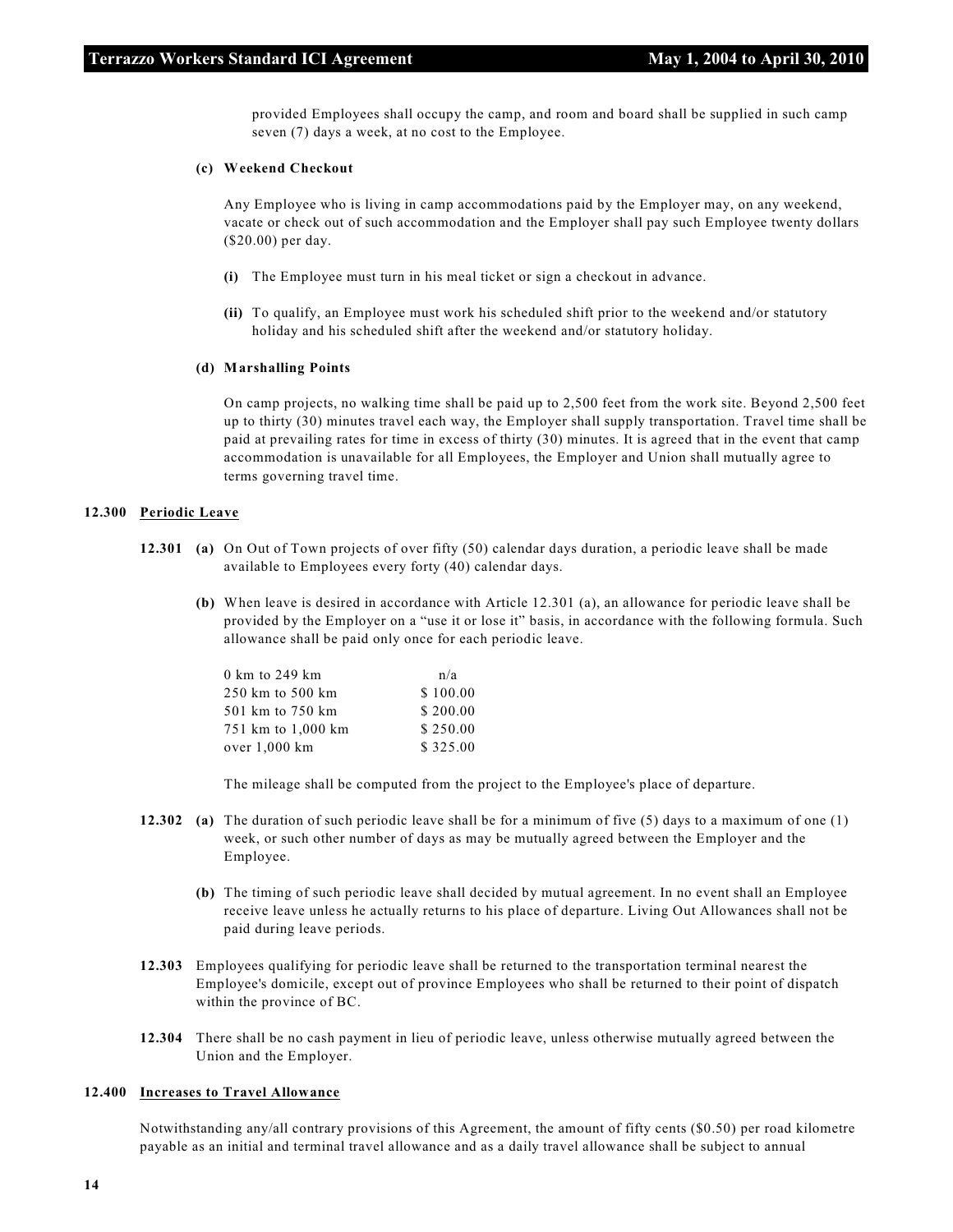provided Employees shall occupy the camp, and room and board shall be supplied in such camp seven (7) days a week, at no cost to the Employee.

**(c) Weekend Checkout**

Any Employee who is living in camp accommodations paid by the Employer may, on any weekend, vacate or check out of such accommodation and the Employer shall pay such Employee twenty dollars ($20.00) per day.

**(i)** The Employee must turn in his meal ticket or sign a checkout in advance.

**(ii)** To qualify, an Employee must work his scheduled shift prior to the weekend and/or statutory holiday and his scheduled shift after the weekend and/or statutory holiday.

**(d) Marshalling Points**

On camp projects, no walking time shall be paid up to 2,500 feet from the work site. Beyond 2,500 feet up to thirty (30) minutes travel each way, the Employer shall supply transportation. Travel time shall be paid at prevailing rates for time in excess of thirty (30) minutes. It is agreed that in the event that camp accommodation is unavailable for all Employees, the Employer and Union shall mutually agree to terms governing travel time.

**12.300 Periodic Leave**

**12.301 (a)** On Out of Town projects of over fifty (50) calendar days duration, a periodic leave shall be made available to Employees every forty (40) calendar days.

**(b)** When leave is desired in accordance with Article 12.301 (a), an allowance for periodic leave shall be provided by the Employer on a "use it or lose it" basis, in accordance with the following formula. Such allowance shall be paid only once for each periodic leave.

| | |
|---|---|
| 0 km to 249 km | n/a |
| 250 km to 500 km | $ 100.00 |
| 501 km to 750 km | $ 200.00 |
| 751 km to 1,000 km | $ 250.00 |
| over 1,000 km | $ 325.00 |

The mileage shall be computed from the project to the Employee's place of departure.

**12.302 (a)** The duration of such periodic leave shall be for a minimum of five (5) days to a maximum of one (1) week, or such other number of days as may be mutually agreed between the Employer and the Employee.

**(b)** The timing of such periodic leave shall decided by mutual agreement. In no event shall an Employee receive leave unless he actually returns to his place of departure. Living Out Allowances shall not be paid during leave periods.

**12.303** Employees qualifying for periodic leave shall be returned to the transportation terminal nearest the Employee's domicile, except out of province Employees who shall be returned to their point of dispatch within the province of BC.

**12.304** There shall be no cash payment in lieu of periodic leave, unless otherwise mutually agreed between the Union and the Employer.

**12.400 Increases to Travel Allowance**

Notwithstanding any/all contrary provisions of this Agreement, the amount of fifty cents ($0.50) per road kilometre payable as an initial and terminal travel allowance and as a daily travel allowance shall be subject to annual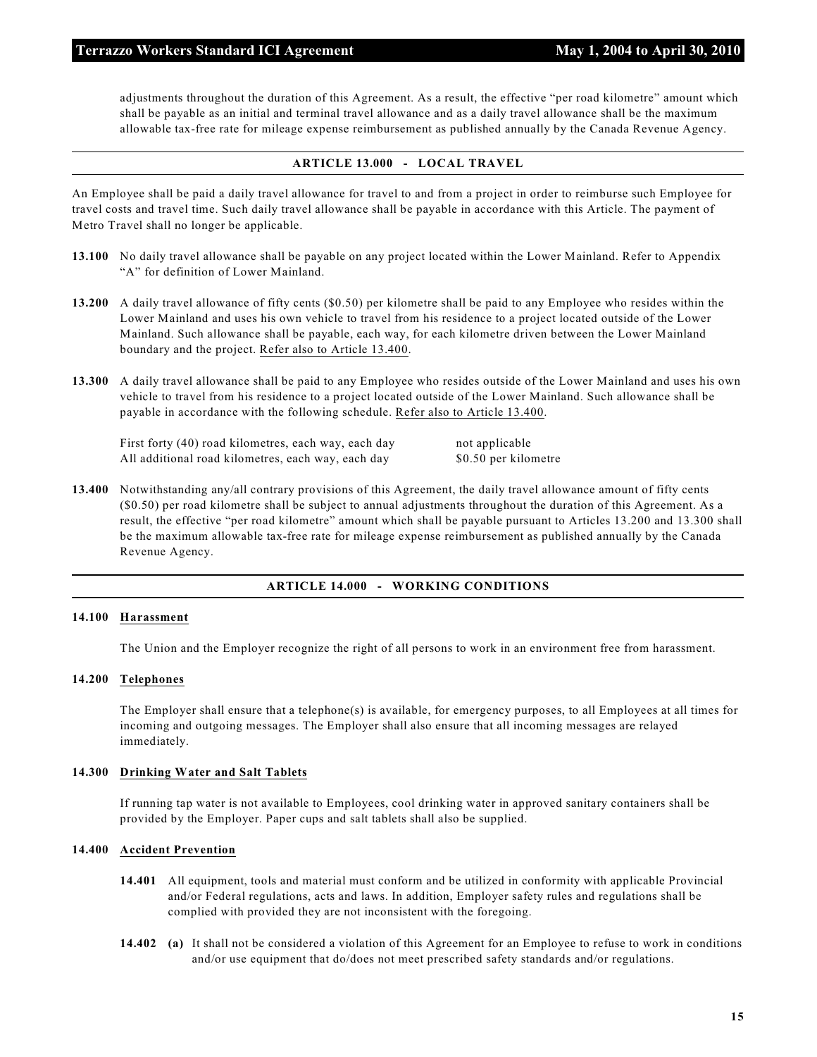adjustments throughout the duration of this Agreement. As a result, the effective "per road kilometre" amount which shall be payable as an initial and terminal travel allowance and as a daily travel allowance shall be the maximum allowable tax-free rate for mileage expense reimbursement as published annually by the Canada Revenue Agency.

## ARTICLE 13.000 - LOCAL TRAVEL

An Employee shall be paid a daily travel allowance for travel to and from a project in order to reimburse such Employee for travel costs and travel time. Such daily travel allowance shall be payable in accordance with this Article. The payment of Metro Travel shall no longer be applicable.

**13.100** No daily travel allowance shall be payable on any project located within the Lower Mainland. Refer to Appendix "A" for definition of Lower Mainland.

**13.200** A daily travel allowance of fifty cents ($0.50) per kilometre shall be paid to any Employee who resides within the Lower Mainland and uses his own vehicle to travel from his residence to a project located outside of the Lower Mainland. Such allowance shall be payable, each way, for each kilometre driven between the Lower Mainland boundary and the project. <u>Refer also to Article 13.400</u>.

**13.300** A daily travel allowance shall be paid to any Employee who resides outside of the Lower Mainland and uses his own vehicle to travel from his residence to a project located outside of the Lower Mainland. Such allowance shall be payable in accordance with the following schedule. <u>Refer also to Article 13.400</u>.

| | |
|---|---|
| First forty (40) road kilometres, each way, each day | not applicable |
| All additional road kilometres, each way, each day | $0.50 per kilometre |

**13.400** Notwithstanding any/all contrary provisions of this Agreement, the daily travel allowance amount of fifty cents ($0.50) per road kilometre shall be subject to annual adjustments throughout the duration of this Agreement. As a result, the effective "per road kilometre" amount which shall be payable pursuant to Articles 13.200 and 13.300 shall be the maximum allowable tax-free rate for mileage expense reimbursement as published annually by the Canada Revenue Agency.

## ARTICLE 14.000 - WORKING CONDITIONS

### 14.100 <u>Harassment</u>

The Union and the Employer recognize the right of all persons to work in an environment free from harassment.

### 14.200 <u>Telephones</u>

The Employer shall ensure that a telephone(s) is available, for emergency purposes, to all Employees at all times for incoming and outgoing messages. The Employer shall also ensure that all incoming messages are relayed immediately.

### 14.300 <u>Drinking Water and Salt Tablets</u>

If running tap water is not available to Employees, cool drinking water in approved sanitary containers shall be provided by the Employer. Paper cups and salt tablets shall also be supplied.

### 14.400 <u>Accident Prevention</u>

**14.401** All equipment, tools and material must conform and be utilized in conformity with applicable Provincial and/or Federal regulations, acts and laws. In addition, Employer safety rules and regulations shall be complied with provided they are not inconsistent with the foregoing.

**14.402** **(a)** It shall not be considered a violation of this Agreement for an Employee to refuse to work in conditions and/or use equipment that do/does not meet prescribed safety standards and/or regulations.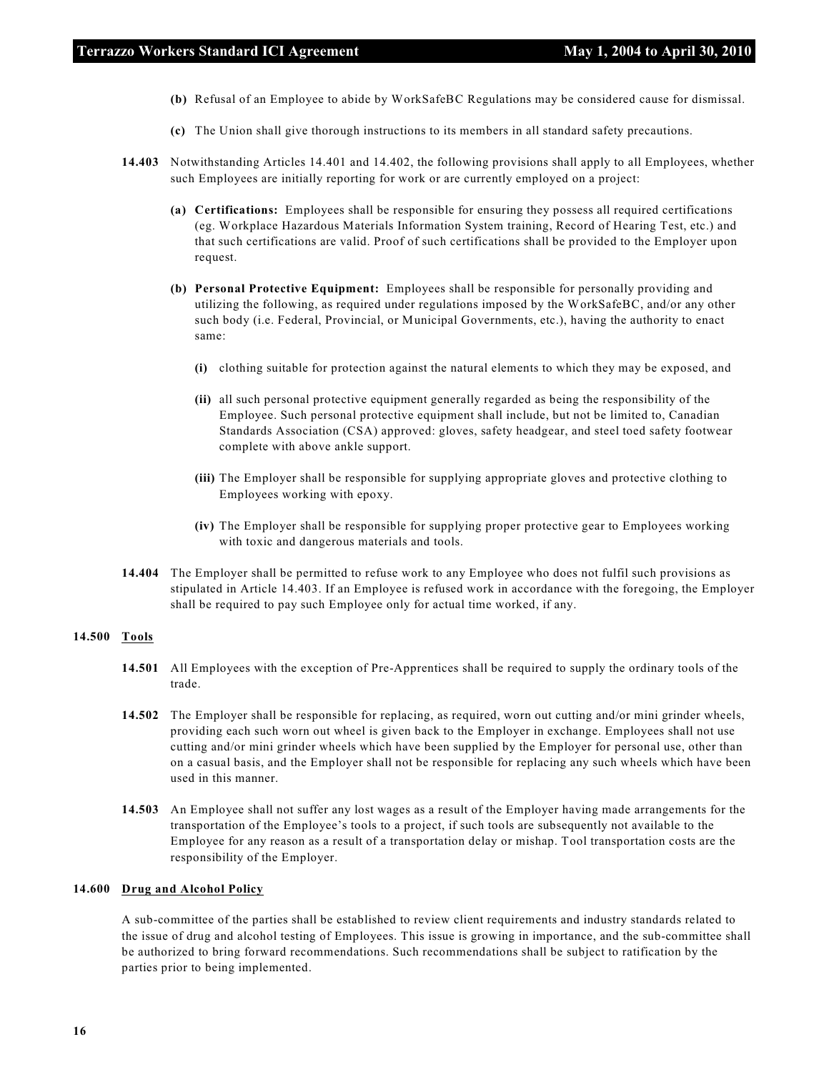**(b)** Refusal of an Employee to abide by WorkSafeBC Regulations may be considered cause for dismissal.

**(c)** The Union shall give thorough instructions to its members in all standard safety precautions.

**14.403** Notwithstanding Articles 14.401 and 14.402, the following provisions shall apply to all Employees, whether such Employees are initially reporting for work or are currently employed on a project:

**(a) Certifications:** Employees shall be responsible for ensuring they possess all required certifications (eg. Workplace Hazardous Materials Information System training, Record of Hearing Test, etc.) and that such certifications are valid. Proof of such certifications shall be provided to the Employer upon request.

**(b) Personal Protective Equipment:** Employees shall be responsible for personally providing and utilizing the following, as required under regulations imposed by the WorkSafeBC, and/or any other such body (i.e. Federal, Provincial, or Municipal Governments, etc.), having the authority to enact same:

**(i)** clothing suitable for protection against the natural elements to which they may be exposed, and

**(ii)** all such personal protective equipment generally regarded as being the responsibility of the Employee. Such personal protective equipment shall include, but not be limited to, Canadian Standards Association (CSA) approved: gloves, safety headgear, and steel toed safety footwear complete with above ankle support.

**(iii)** The Employer shall be responsible for supplying appropriate gloves and protective clothing to Employees working with epoxy.

**(iv)** The Employer shall be responsible for supplying proper protective gear to Employees working with toxic and dangerous materials and tools.

**14.404** The Employer shall be permitted to refuse work to any Employee who does not fulfil such provisions as stipulated in Article 14.403. If an Employee is refused work in accordance with the foregoing, the Employer shall be required to pay such Employee only for actual time worked, if any.

### 14.500 Tools

**14.501** All Employees with the exception of Pre-Apprentices shall be required to supply the ordinary tools of the trade.

**14.502** The Employer shall be responsible for replacing, as required, worn out cutting and/or mini grinder wheels, providing each such worn out wheel is given back to the Employer in exchange. Employees shall not use cutting and/or mini grinder wheels which have been supplied by the Employer for personal use, other than on a casual basis, and the Employer shall not be responsible for replacing any such wheels which have been used in this manner.

**14.503** An Employee shall not suffer any lost wages as a result of the Employer having made arrangements for the transportation of the Employee's tools to a project, if such tools are subsequently not available to the Employee for any reason as a result of a transportation delay or mishap. Tool transportation costs are the responsibility of the Employer.

### 14.600 Drug and Alcohol Policy

A sub-committee of the parties shall be established to review client requirements and industry standards related to the issue of drug and alcohol testing of Employees. This issue is growing in importance, and the sub-committee shall be authorized to bring forward recommendations. Such recommendations shall be subject to ratification by the parties prior to being implemented.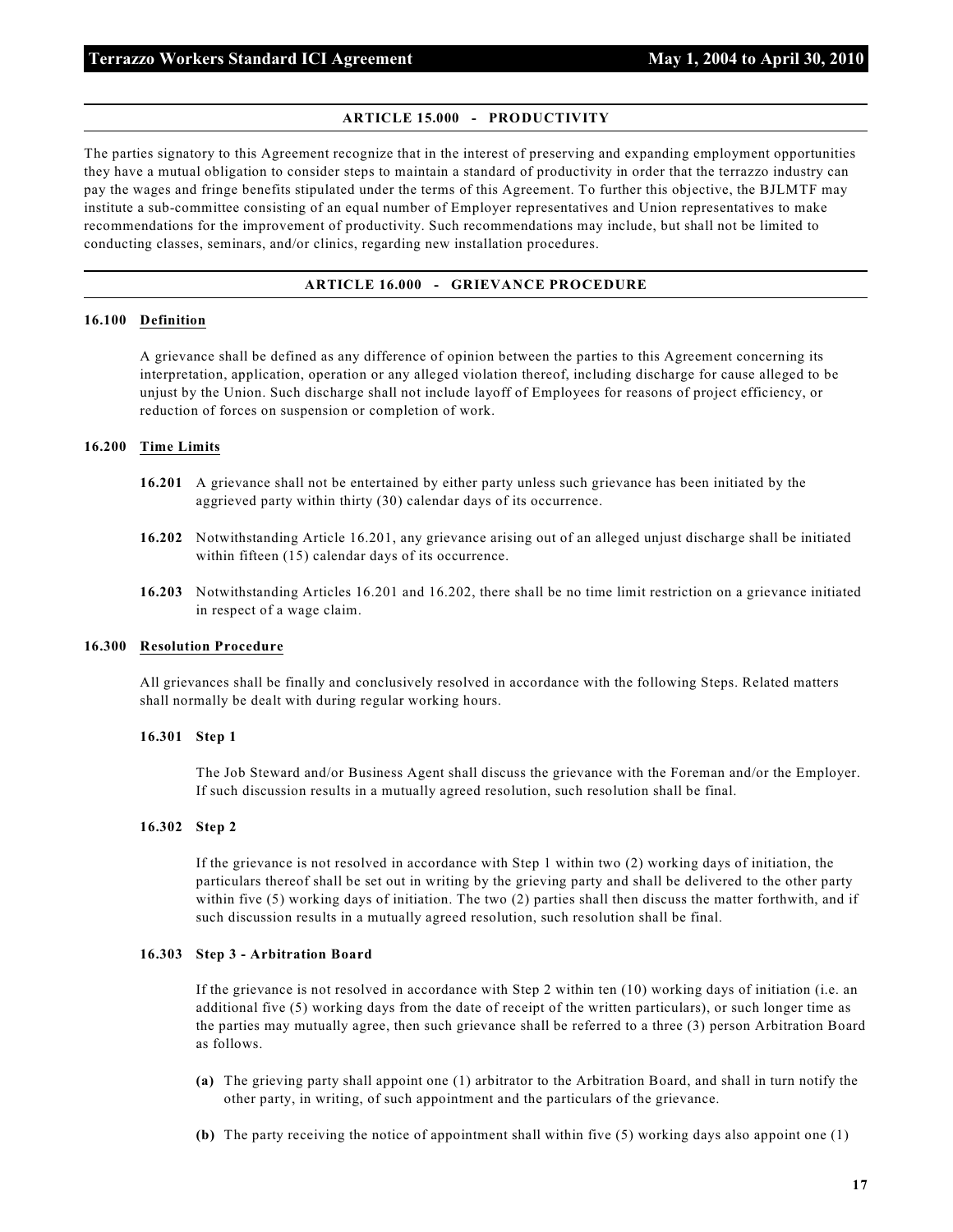## ARTICLE 15.000 - PRODUCTIVITY

The parties signatory to this Agreement recognize that in the interest of preserving and expanding employment opportunities they have a mutual obligation to consider steps to maintain a standard of productivity in order that the terrazzo industry can pay the wages and fringe benefits stipulated under the terms of this Agreement. To further this objective, the BJLMTF may institute a sub-committee consisting of an equal number of Employer representatives and Union representatives to make recommendations for the improvement of productivity. Such recommendations may include, but shall not be limited to conducting classes, seminars, and/or clinics, regarding new installation procedures.

## ARTICLE 16.000 - GRIEVANCE PROCEDURE

### 16.100 Definition

A grievance shall be defined as any difference of opinion between the parties to this Agreement concerning its interpretation, application, operation or any alleged violation thereof, including discharge for cause alleged to be unjust by the Union. Such discharge shall not include layoff of Employees for reasons of project efficiency, or reduction of forces on suspension or completion of work.

### 16.200 Time Limits

**16.201** A grievance shall not be entertained by either party unless such grievance has been initiated by the aggrieved party within thirty (30) calendar days of its occurrence.

**16.202** Notwithstanding Article 16.201, any grievance arising out of an alleged unjust discharge shall be initiated within fifteen (15) calendar days of its occurrence.

**16.203** Notwithstanding Articles 16.201 and 16.202, there shall be no time limit restriction on a grievance initiated in respect of a wage claim.

### 16.300 Resolution Procedure

All grievances shall be finally and conclusively resolved in accordance with the following Steps. Related matters shall normally be dealt with during regular working hours.

#### 16.301 Step 1

The Job Steward and/or Business Agent shall discuss the grievance with the Foreman and/or the Employer. If such discussion results in a mutually agreed resolution, such resolution shall be final.

#### 16.302 Step 2

If the grievance is not resolved in accordance with Step 1 within two (2) working days of initiation, the particulars thereof shall be set out in writing by the grieving party and shall be delivered to the other party within five (5) working days of initiation. The two (2) parties shall then discuss the matter forthwith, and if such discussion results in a mutually agreed resolution, such resolution shall be final.

#### 16.303 Step 3 - Arbitration Board

If the grievance is not resolved in accordance with Step 2 within ten (10) working days of initiation (i.e. an additional five (5) working days from the date of receipt of the written particulars), or such longer time as the parties may mutually agree, then such grievance shall be referred to a three (3) person Arbitration Board as follows.

**(a)** The grieving party shall appoint one (1) arbitrator to the Arbitration Board, and shall in turn notify the other party, in writing, of such appointment and the particulars of the grievance.

**(b)** The party receiving the notice of appointment shall within five (5) working days also appoint one (1)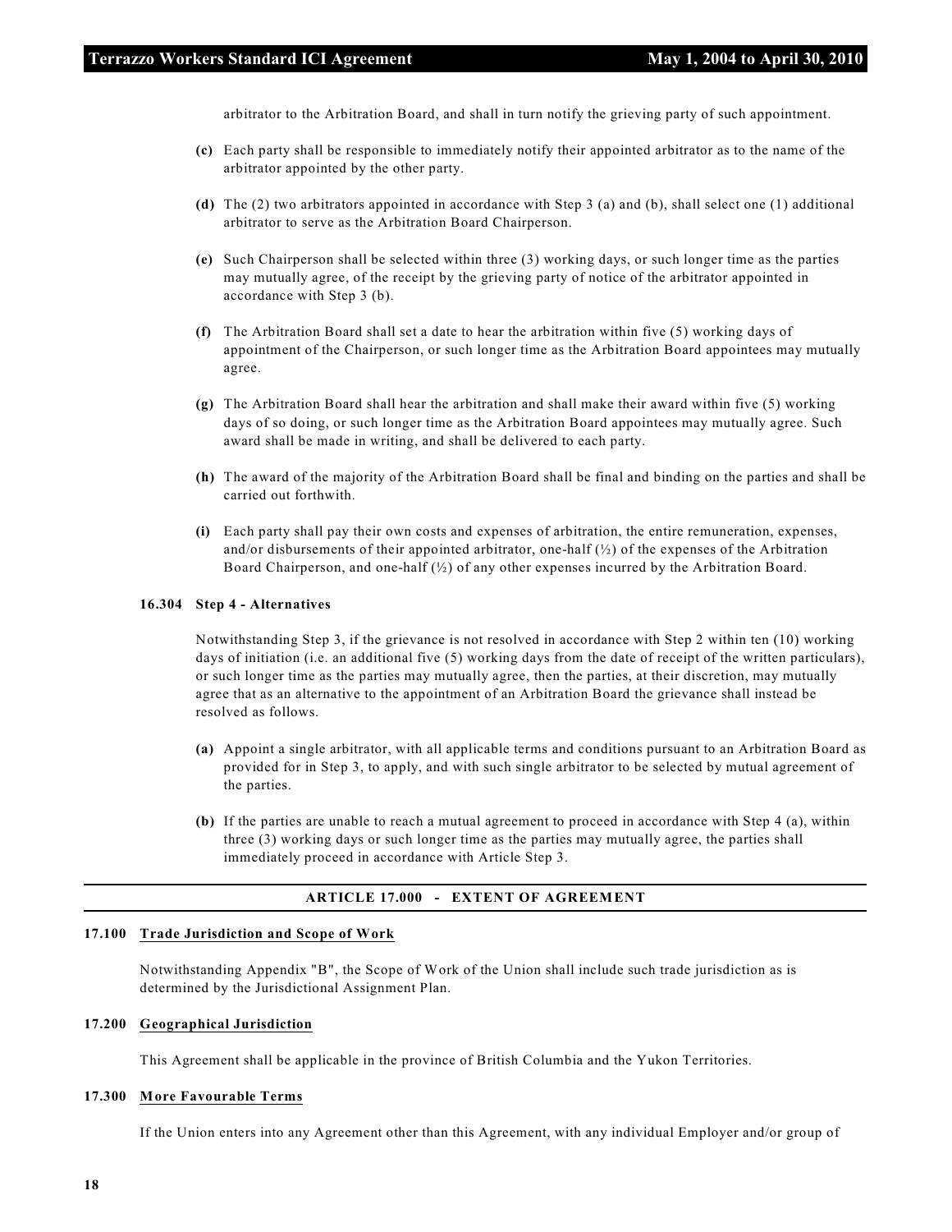arbitrator to the Arbitration Board, and shall in turn notify the grieving party of such appointment.

**(c)** Each party shall be responsible to immediately notify their appointed arbitrator as to the name of the arbitrator appointed by the other party.

**(d)** The (2) two arbitrators appointed in accordance with Step 3 (a) and (b), shall select one (1) additional arbitrator to serve as the Arbitration Board Chairperson.

**(e)** Such Chairperson shall be selected within three (3) working days, or such longer time as the parties may mutually agree, of the receipt by the grieving party of notice of the arbitrator appointed in accordance with Step 3 (b).

**(f)** The Arbitration Board shall set a date to hear the arbitration within five (5) working days of appointment of the Chairperson, or such longer time as the Arbitration Board appointees may mutually agree.

**(g)** The Arbitration Board shall hear the arbitration and shall make their award within five (5) working days of so doing, or such longer time as the Arbitration Board appointees may mutually agree. Such award shall be made in writing, and shall be delivered to each party.

**(h)** The award of the majority of the Arbitration Board shall be final and binding on the parties and shall be carried out forthwith.

**(i)** Each party shall pay their own costs and expenses of arbitration, the entire remuneration, expenses, and/or disbursements of their appointed arbitrator, one-half (½) of the expenses of the Arbitration Board Chairperson, and one-half (½) of any other expenses incurred by the Arbitration Board.

**16.304 Step 4 - Alternatives**

Notwithstanding Step 3, if the grievance is not resolved in accordance with Step 2 within ten (10) working days of initiation (i.e. an additional five (5) working days from the date of receipt of the written particulars), or such longer time as the parties may mutually agree, then the parties, at their discretion, may mutually agree that as an alternative to the appointment of an Arbitration Board the grievance shall instead be resolved as follows.

**(a)** Appoint a single arbitrator, with all applicable terms and conditions pursuant to an Arbitration Board as provided for in Step 3, to apply, and with such single arbitrator to be selected by mutual agreement of the parties.

**(b)** If the parties are unable to reach a mutual agreement to proceed in accordance with Step 4 (a), within three (3) working days or such longer time as the parties may mutually agree, the parties shall immediately proceed in accordance with Article Step 3.

## ARTICLE 17.000 - EXTENT OF AGREEMENT

**17.100 Trade Jurisdiction and Scope of Work**

Notwithstanding Appendix "B", the Scope of Work of the Union shall include such trade jurisdiction as is determined by the Jurisdictional Assignment Plan.

**17.200 Geographical Jurisdiction**

This Agreement shall be applicable in the province of British Columbia and the Yukon Territories.

**17.300 More Favourable Terms**

If the Union enters into any Agreement other than this Agreement, with any individual Employer and/or group of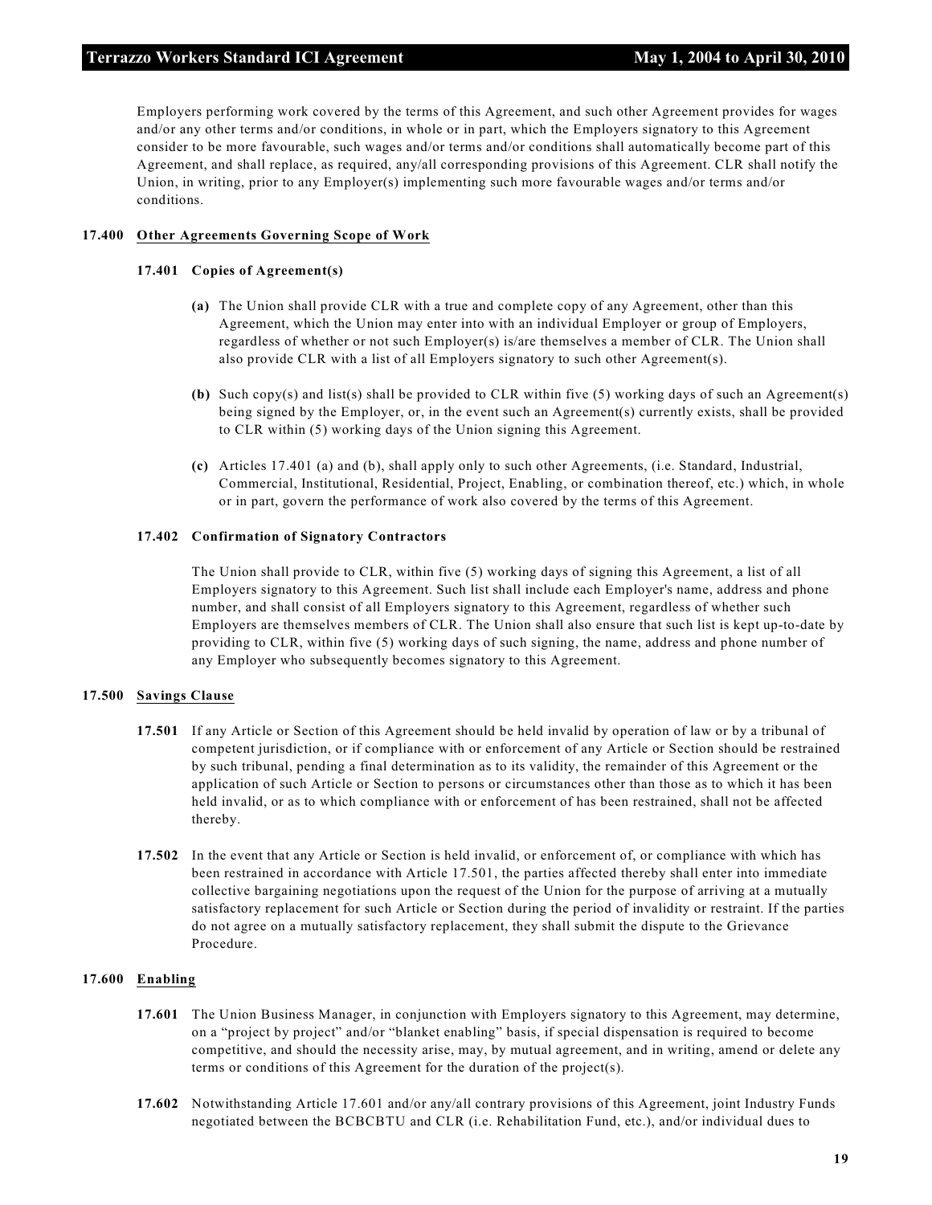Employers performing work covered by the terms of this Agreement, and such other Agreement provides for wages and/or any other terms and/or conditions, in whole or in part, which the Employers signatory to this Agreement consider to be more favourable, such wages and/or terms and/or conditions shall automatically become part of this Agreement, and shall replace, as required, any/all corresponding provisions of this Agreement. CLR shall notify the Union, in writing, prior to any Employer(s) implementing such more favourable wages and/or terms and/or conditions.

**17.400 Other Agreements Governing Scope of Work**

**17.401 Copies of Agreement(s)**

**(a)** The Union shall provide CLR with a true and complete copy of any Agreement, other than this Agreement, which the Union may enter into with an individual Employer or group of Employers, regardless of whether or not such Employer(s) is/are themselves a member of CLR. The Union shall also provide CLR with a list of all Employers signatory to such other Agreement(s).

**(b)** Such copy(s) and list(s) shall be provided to CLR within five (5) working days of such an Agreement(s) being signed by the Employer, or, in the event such an Agreement(s) currently exists, shall be provided to CLR within (5) working days of the Union signing this Agreement.

**(c)** Articles 17.401 (a) and (b), shall apply only to such other Agreements, (i.e. Standard, Industrial, Commercial, Institutional, Residential, Project, Enabling, or combination thereof, etc.) which, in whole or in part, govern the performance of work also covered by the terms of this Agreement.

**17.402 Confirmation of Signatory Contractors**

The Union shall provide to CLR, within five (5) working days of signing this Agreement, a list of all Employers signatory to this Agreement. Such list shall include each Employer's name, address and phone number, and shall consist of all Employers signatory to this Agreement, regardless of whether such Employers are themselves members of CLR. The Union shall also ensure that such list is kept up-to-date by providing to CLR, within five (5) working days of such signing, the name, address and phone number of any Employer who subsequently becomes signatory to this Agreement.

**17.500 Savings Clause**

**17.501** If any Article or Section of this Agreement should be held invalid by operation of law or by a tribunal of competent jurisdiction, or if compliance with or enforcement of any Article or Section should be restrained by such tribunal, pending a final determination as to its validity, the remainder of this Agreement or the application of such Article or Section to persons or circumstances other than those as to which it has been held invalid, or as to which compliance with or enforcement of has been restrained, shall not be affected thereby.

**17.502** In the event that any Article or Section is held invalid, or enforcement of, or compliance with which has been restrained in accordance with Article 17.501, the parties affected thereby shall enter into immediate collective bargaining negotiations upon the request of the Union for the purpose of arriving at a mutually satisfactory replacement for such Article or Section during the period of invalidity or restraint. If the parties do not agree on a mutually satisfactory replacement, they shall submit the dispute to the Grievance Procedure.

**17.600 Enabling**

**17.601** The Union Business Manager, in conjunction with Employers signatory to this Agreement, may determine, on a "project by project" and/or "blanket enabling" basis, if special dispensation is required to become competitive, and should the necessity arise, may, by mutual agreement, and in writing, amend or delete any terms or conditions of this Agreement for the duration of the project(s).

**17.602** Notwithstanding Article 17.601 and/or any/all contrary provisions of this Agreement, joint Industry Funds negotiated between the BCBCBTU and CLR (i.e. Rehabilitation Fund, etc.), and/or individual dues to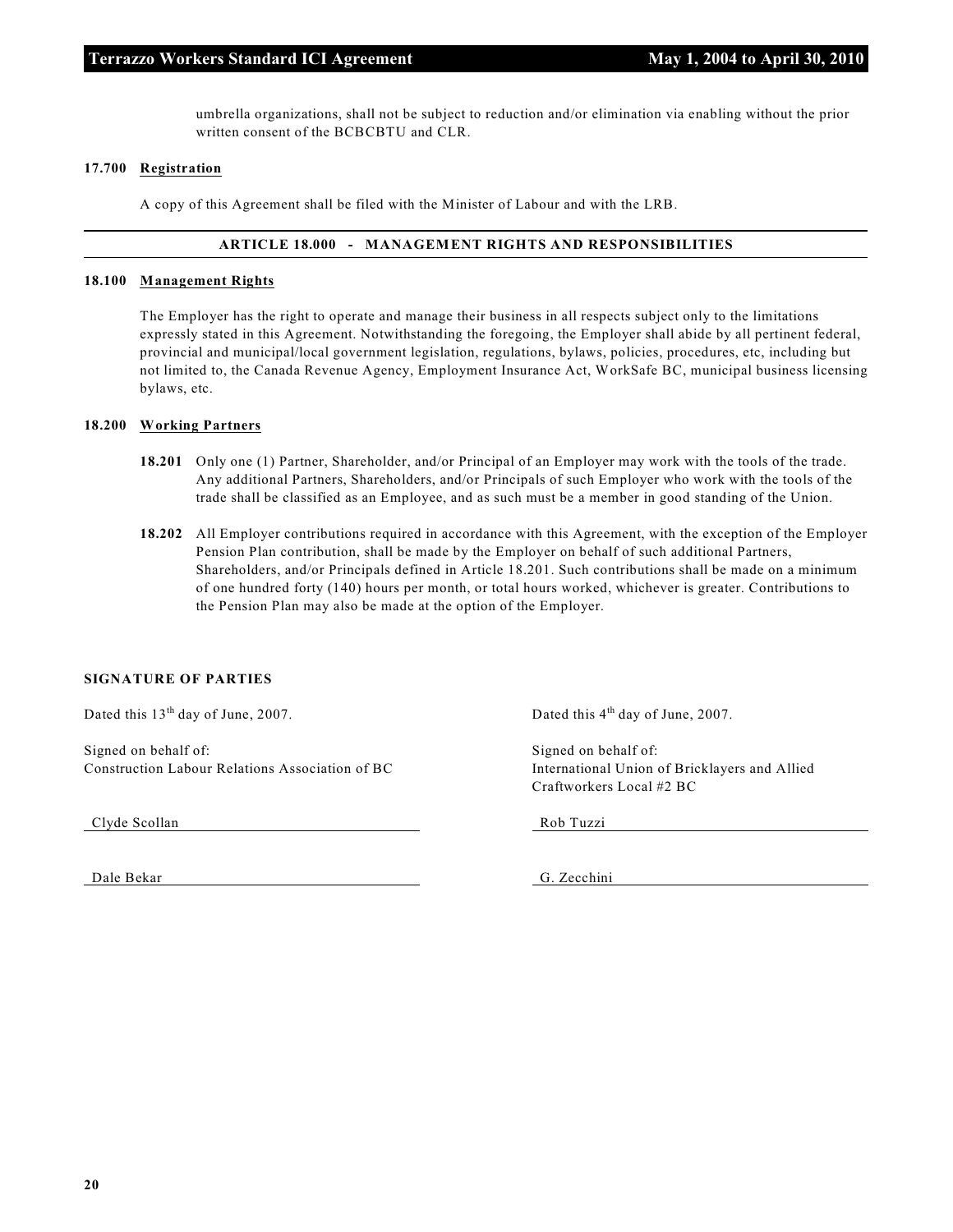umbrella organizations, shall not be subject to reduction and/or elimination via enabling without the prior written consent of the BCBCBTU and CLR.

**17.700 Registration**

A copy of this Agreement shall be filed with the Minister of Labour and with the LRB.

## ARTICLE 18.000 - MANAGEMENT RIGHTS AND RESPONSIBILITIES

**18.100 Management Rights**

The Employer has the right to operate and manage their business in all respects subject only to the limitations expressly stated in this Agreement. Notwithstanding the foregoing, the Employer shall abide by all pertinent federal, provincial and municipal/local government legislation, regulations, bylaws, policies, procedures, etc, including but not limited to, the Canada Revenue Agency, Employment Insurance Act, WorkSafe BC, municipal business licensing bylaws, etc.

**18.200 Working Partners**

**18.201** Only one (1) Partner, Shareholder, and/or Principal of an Employer may work with the tools of the trade. Any additional Partners, Shareholders, and/or Principals of such Employer who work with the tools of the trade shall be classified as an Employee, and as such must be a member in good standing of the Union.

**18.202** All Employer contributions required in accordance with this Agreement, with the exception of the Employer Pension Plan contribution, shall be made by the Employer on behalf of such additional Partners, Shareholders, and/or Principals defined in Article 18.201. Such contributions shall be made on a minimum of one hundred forty (140) hours per month, or total hours worked, whichever is greater. Contributions to the Pension Plan may also be made at the option of the Employer.

**SIGNATURE OF PARTIES**

Dated this 13th day of June, 2007.

Signed on behalf of:
Construction Labour Relations Association of BC

Clyde Scollan

Dale Bekar

Dated this 4th day of June, 2007.

Signed on behalf of:
International Union of Bricklayers and Allied Craftworkers Local #2 BC

Rob Tuzzi

G. Zecchini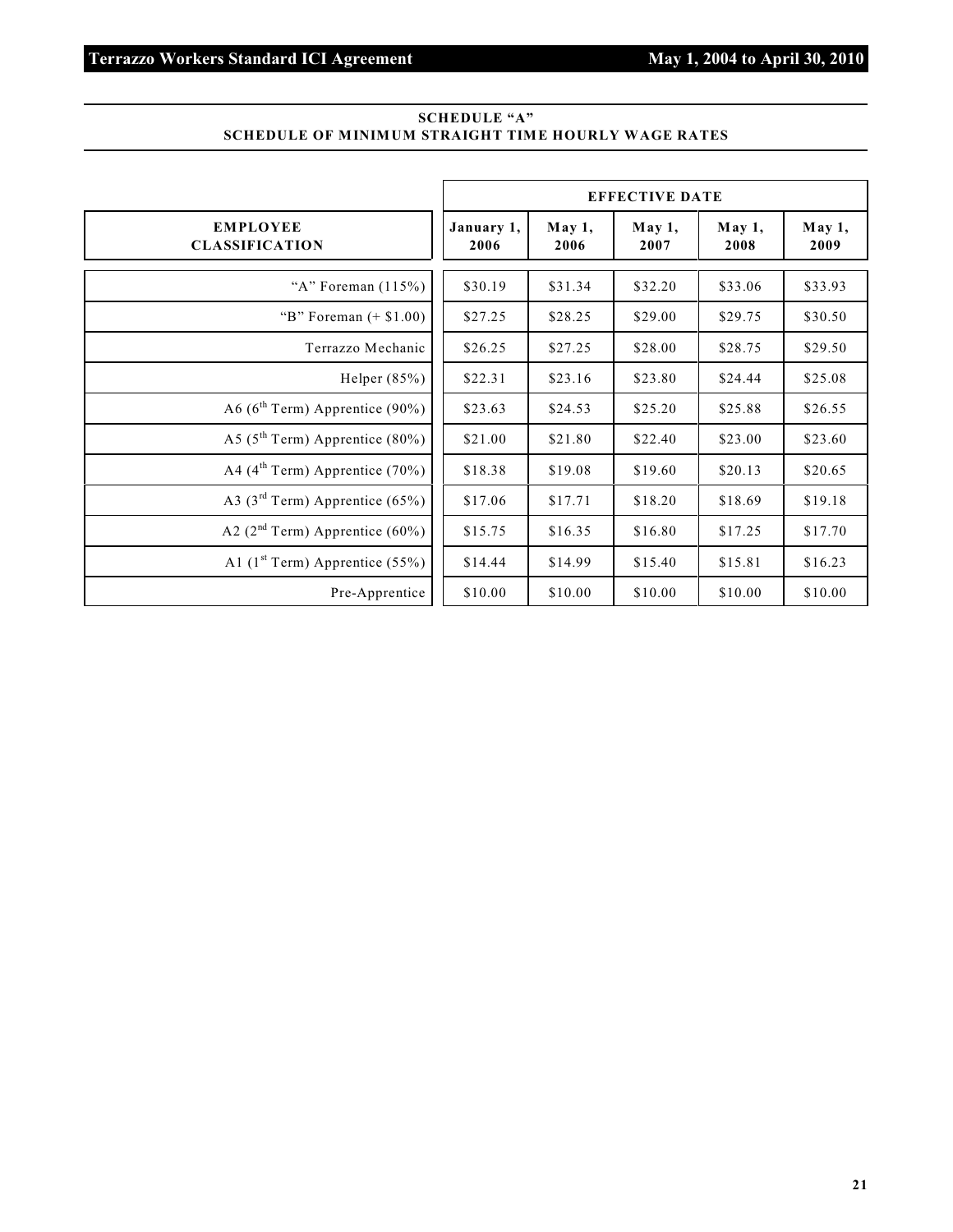## SCHEDULE "A"
## SCHEDULE OF MINIMUM STRAIGHT TIME HOURLY WAGE RATES

| | EFFECTIVE DATE | | | | |
|---|---|---|---|---|---|
| **EMPLOYEE CLASSIFICATION** | **January 1, 2006** | **May 1, 2006** | **May 1, 2007** | **May 1, 2008** | **May 1, 2009** |
| "A" Foreman (115%) | $30.19 | $31.34 | $32.20 | $33.06 | $33.93 |
| "B" Foreman (+ $1.00) | $27.25 | $28.25 | $29.00 | $29.75 | $30.50 |
| Terrazzo Mechanic | $26.25 | $27.25 | $28.00 | $28.75 | $29.50 |
| Helper (85%) | $22.31 | $23.16 | $23.80 | $24.44 | $25.08 |
| A6 (6th Term) Apprentice (90%) | $23.63 | $24.53 | $25.20 | $25.88 | $26.55 |
| A5 (5th Term) Apprentice (80%) | $21.00 | $21.80 | $22.40 | $23.00 | $23.60 |
| A4 (4th Term) Apprentice (70%) | $18.38 | $19.08 | $19.60 | $20.13 | $20.65 |
| A3 (3rd Term) Apprentice (65%) | $17.06 | $17.71 | $18.20 | $18.69 | $19.18 |
| A2 (2nd Term) Apprentice (60%) | $15.75 | $16.35 | $16.80 | $17.25 | $17.70 |
| A1 (1st Term) Apprentice (55%) | $14.44 | $14.99 | $15.40 | $15.81 | $16.23 |
| Pre-Apprentice | $10.00 | $10.00 | $10.00 | $10.00 | $10.00 |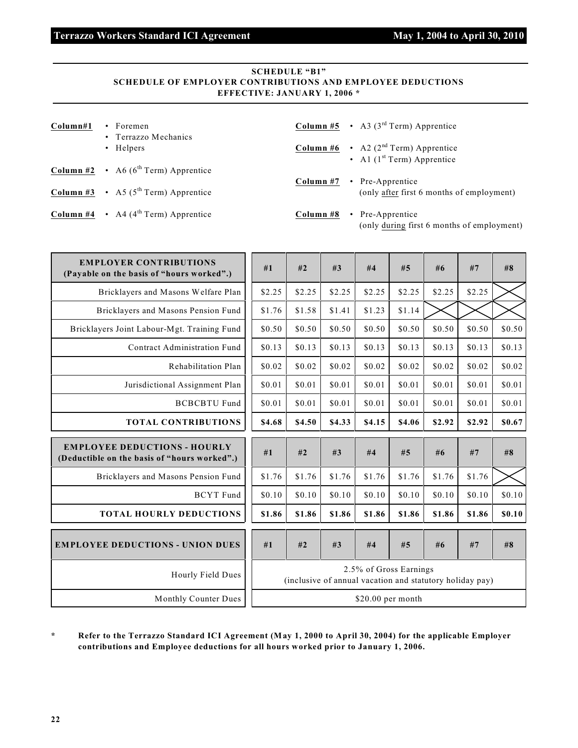## SCHEDULE "B1"
## SCHEDULE OF EMPLOYER CONTRIBUTIONS AND EMPLOYEE DEDUCTIONS
## EFFECTIVE: JANUARY 1, 2006 *

**Column#1**
- Foremen
- Terrazzo Mechanics
- Helpers

**Column #2**
- A6 (6th Term) Apprentice

**Column #3**
- A5 (5th Term) Apprentice

**Column #4**
- A4 (4th Term) Apprentice

**Column #5**
- A3 (3rd Term) Apprentice

**Column #6**
- A2 (2nd Term) Apprentice
- A1 (1st Term) Apprentice

**Column #7**
- Pre-Apprentice (only after first 6 months of employment)

**Column #8**
- Pre-Apprentice (only during first 6 months of employment)

| EMPLOYER CONTRIBUTIONS (Payable on the basis of "hours worked".) | #1 | #2 | #3 | #4 | #5 | #6 | #7 | #8 |
|---|---|---|---|---|---|---|---|---|
| Bricklayers and Masons Welfare Plan | $2.25 | $2.25 | $2.25 | $2.25 | $2.25 | $2.25 | $2.25 | X |
| Bricklayers and Masons Pension Fund | $1.76 | $1.58 | $1.41 | $1.23 | $1.14 | X | X | X |
| Bricklayers Joint Labour-Mgt. Training Fund | $0.50 | $0.50 | $0.50 | $0.50 | $0.50 | $0.50 | $0.50 | $0.50 |
| Contract Administration Fund | $0.13 | $0.13 | $0.13 | $0.13 | $0.13 | $0.13 | $0.13 | $0.13 |
| Rehabilitation Plan | $0.02 | $0.02 | $0.02 | $0.02 | $0.02 | $0.02 | $0.02 | $0.02 |
| Jurisdictional Assignment Plan | $0.01 | $0.01 | $0.01 | $0.01 | $0.01 | $0.01 | $0.01 | $0.01 |
| BCBCBTU Fund | $0.01 | $0.01 | $0.01 | $0.01 | $0.01 | $0.01 | $0.01 | $0.01 |
| **TOTAL CONTRIBUTIONS** | **$4.68** | **$4.50** | **$4.33** | **$4.15** | **$4.06** | **$2.92** | **$2.92** | **$0.67** |

| EMPLOYEE DEDUCTIONS - HOURLY (Deductible on the basis of "hours worked".) | #1 | #2 | #3 | #4 | #5 | #6 | #7 | #8 |
|---|---|---|---|---|---|---|---|---|
| Bricklayers and Masons Pension Fund | $1.76 | $1.76 | $1.76 | $1.76 | $1.76 | $1.76 | $1.76 | X |
| BCYT Fund | $0.10 | $0.10 | $0.10 | $0.10 | $0.10 | $0.10 | $0.10 | $0.10 |
| **TOTAL HOURLY DEDUCTIONS** | **$1.86** | **$1.86** | **$1.86** | **$1.86** | **$1.86** | **$1.86** | **$1.86** | **$0.10** |

| EMPLOYEE DEDUCTIONS - UNION DUES | #1 | #2 | #3 | #4 | #5 | #6 | #7 | #8 |
|---|---|---|---|---|---|---|---|---|
| Hourly Field Dues | 2.5% of Gross Earnings (inclusive of annual vacation and statutory holiday pay) | | | | | | | |
| Monthly Counter Dues | $20.00 per month | | | | | | | |

**\* Refer to the Terrazzo Standard ICI Agreement (May 1, 2000 to April 30, 2004) for the applicable Employer contributions and Employee deductions for all hours worked prior to January 1, 2006.**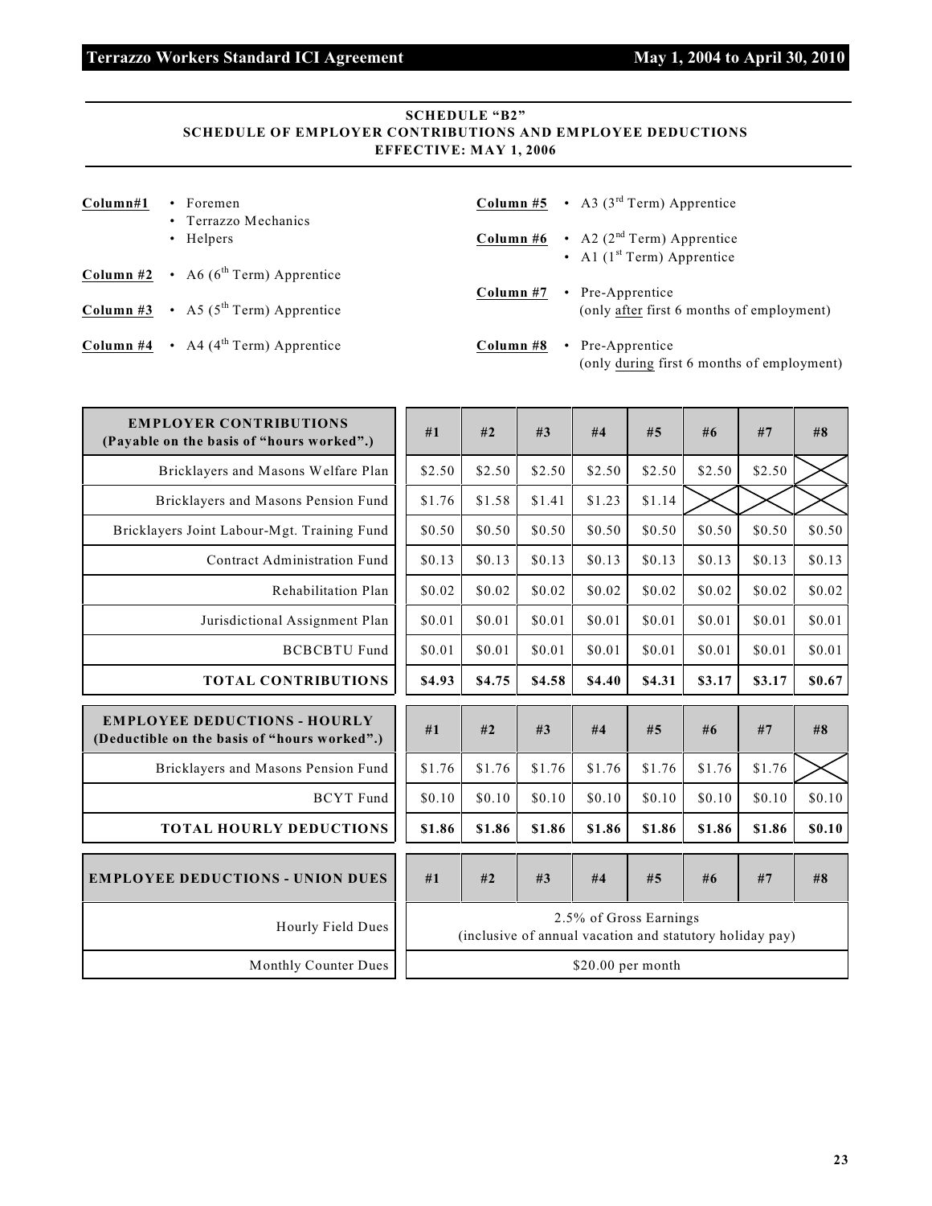## SCHEDULE "B2"
## SCHEDULE OF EMPLOYER CONTRIBUTIONS AND EMPLOYEE DEDUCTIONS
## EFFECTIVE: MAY 1, 2006

**Column#1**
- Foremen
- Terrazzo Mechanics
- Helpers

**Column #2**
- A6 (6th Term) Apprentice

**Column #3**
- A5 (5th Term) Apprentice

**Column #4**
- A4 (4th Term) Apprentice

**Column #5**
- A3 (3rd Term) Apprentice

**Column #6**
- A2 (2nd Term) Apprentice
- A1 (1st Term) Apprentice

**Column #7**
- Pre-Apprentice (only after first 6 months of employment)

**Column #8**
- Pre-Apprentice (only during first 6 months of employment)

| EMPLOYER CONTRIBUTIONS (Payable on the basis of "hours worked".) | #1 | #2 | #3 | #4 | #5 | #6 | #7 | #8 |
|---|---|---|---|---|---|---|---|---|
| Bricklayers and Masons Welfare Plan | $2.50 | $2.50 | $2.50 | $2.50 | $2.50 | $2.50 | $2.50 | X |
| Bricklayers and Masons Pension Fund | $1.76 | $1.58 | $1.41 | $1.23 | $1.14 | X | X | X |
| Bricklayers Joint Labour-Mgt. Training Fund | $0.50 | $0.50 | $0.50 | $0.50 | $0.50 | $0.50 | $0.50 | $0.50 |
| Contract Administration Fund | $0.13 | $0.13 | $0.13 | $0.13 | $0.13 | $0.13 | $0.13 | $0.13 |
| Rehabilitation Plan | $0.02 | $0.02 | $0.02 | $0.02 | $0.02 | $0.02 | $0.02 | $0.02 |
| Jurisdictional Assignment Plan | $0.01 | $0.01 | $0.01 | $0.01 | $0.01 | $0.01 | $0.01 | $0.01 |
| BCBCBTU Fund | $0.01 | $0.01 | $0.01 | $0.01 | $0.01 | $0.01 | $0.01 | $0.01 |
| **TOTAL CONTRIBUTIONS** | **$4.93** | **$4.75** | **$4.58** | **$4.40** | **$4.31** | **$3.17** | **$3.17** | **$0.67** |

| EMPLOYEE DEDUCTIONS - HOURLY (Deductible on the basis of "hours worked".) | #1 | #2 | #3 | #4 | #5 | #6 | #7 | #8 |
|---|---|---|---|---|---|---|---|---|
| Bricklayers and Masons Pension Fund | $1.76 | $1.76 | $1.76 | $1.76 | $1.76 | $1.76 | $1.76 | X |
| BCYT Fund | $0.10 | $0.10 | $0.10 | $0.10 | $0.10 | $0.10 | $0.10 | $0.10 |
| **TOTAL HOURLY DEDUCTIONS** | **$1.86** | **$1.86** | **$1.86** | **$1.86** | **$1.86** | **$1.86** | **$1.86** | **$0.10** |

| EMPLOYEE DEDUCTIONS - UNION DUES | #1 | #2 | #3 | #4 | #5 | #6 | #7 | #8 |
|---|---|---|---|---|---|---|---|---|
| Hourly Field Dues | 2.5% of Gross Earnings (inclusive of annual vacation and statutory holiday pay) | | | | | | | |
| Monthly Counter Dues | $20.00 per month | | | | | | | |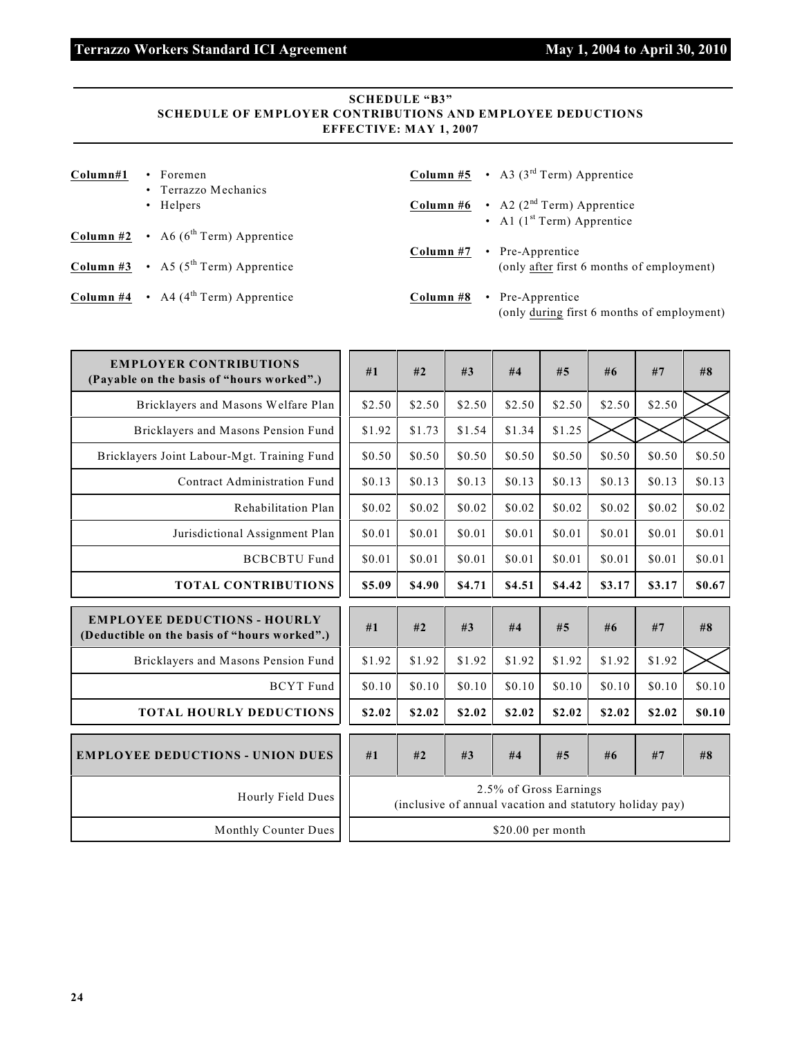## SCHEDULE "B3"
## SCHEDULE OF EMPLOYER CONTRIBUTIONS AND EMPLOYEE DEDUCTIONS
## EFFECTIVE: MAY 1, 2007

**Column#1**
- Foremen
- Terrazzo Mechanics
- Helpers

**Column #2**
- A6 (6th Term) Apprentice

**Column #3**
- A5 (5th Term) Apprentice

**Column #4**
- A4 (4th Term) Apprentice

**Column #5**
- A3 (3rd Term) Apprentice

**Column #6**
- A2 (2nd Term) Apprentice
- A1 (1st Term) Apprentice

**Column #7**
- Pre-Apprentice (only after first 6 months of employment)

**Column #8**
- Pre-Apprentice (only during first 6 months of employment)

| EMPLOYER CONTRIBUTIONS (Payable on the basis of "hours worked".) | #1 | #2 | #3 | #4 | #5 | #6 | #7 | #8 |
|---|---|---|---|---|---|---|---|---|
| Bricklayers and Masons Welfare Plan | $2.50 | $2.50 | $2.50 | $2.50 | $2.50 | $2.50 | $2.50 | |
| Bricklayers and Masons Pension Fund | $1.92 | $1.73 | $1.54 | $1.34 | $1.25 | | | |
| Bricklayers Joint Labour-Mgt. Training Fund | $0.50 | $0.50 | $0.50 | $0.50 | $0.50 | $0.50 | $0.50 | $0.50 |
| Contract Administration Fund | $0.13 | $0.13 | $0.13 | $0.13 | $0.13 | $0.13 | $0.13 | $0.13 |
| Rehabilitation Plan | $0.02 | $0.02 | $0.02 | $0.02 | $0.02 | $0.02 | $0.02 | $0.02 |
| Jurisdictional Assignment Plan | $0.01 | $0.01 | $0.01 | $0.01 | $0.01 | $0.01 | $0.01 | $0.01 |
| BCBCBTU Fund | $0.01 | $0.01 | $0.01 | $0.01 | $0.01 | $0.01 | $0.01 | $0.01 |
| **TOTAL CONTRIBUTIONS** | **$5.09** | **$4.90** | **$4.71** | **$4.51** | **$4.42** | **$3.17** | **$3.17** | **$0.67** |

| EMPLOYEE DEDUCTIONS - HOURLY (Deductible on the basis of "hours worked".) | #1 | #2 | #3 | #4 | #5 | #6 | #7 | #8 |
|---|---|---|---|---|---|---|---|---|
| Bricklayers and Masons Pension Fund | $1.92 | $1.92 | $1.92 | $1.92 | $1.92 | $1.92 | $1.92 | |
| BCYT Fund | $0.10 | $0.10 | $0.10 | $0.10 | $0.10 | $0.10 | $0.10 | $0.10 |
| **TOTAL HOURLY DEDUCTIONS** | **$2.02** | **$2.02** | **$2.02** | **$2.02** | **$2.02** | **$2.02** | **$2.02** | **$0.10** |

| EMPLOYEE DEDUCTIONS - UNION DUES | #1 | #2 | #3 | #4 | #5 | #6 | #7 | #8 |
|---|---|---|---|---|---|---|---|---|
| Hourly Field Dues | 2.5% of Gross Earnings (inclusive of annual vacation and statutory holiday pay) | | | | | | | |
| Monthly Counter Dues | $20.00 per month | | | | | | | |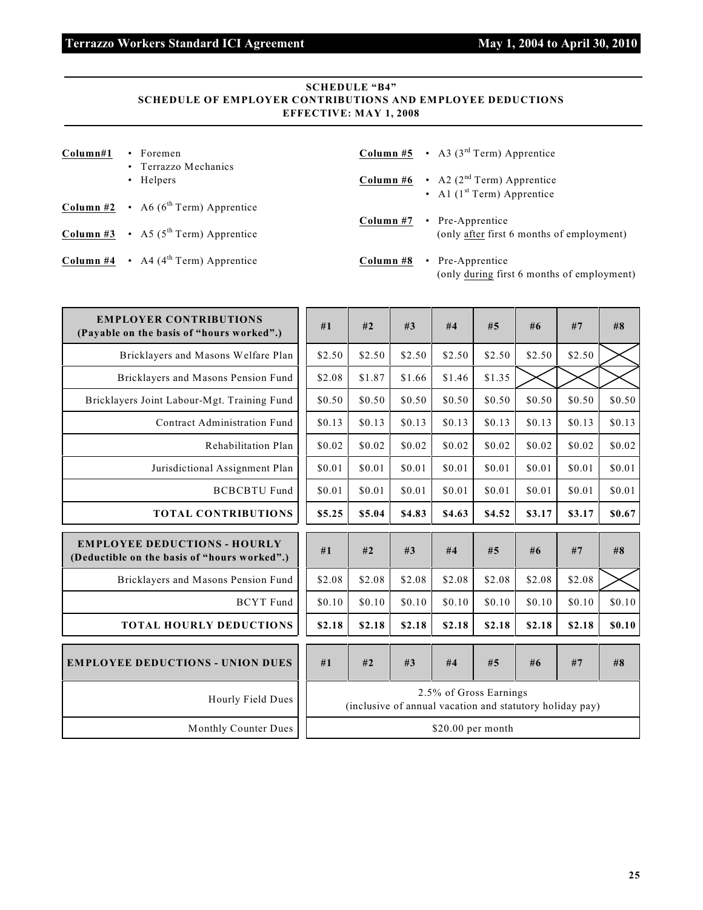## SCHEDULE "B4"
## SCHEDULE OF EMPLOYER CONTRIBUTIONS AND EMPLOYEE DEDUCTIONS
## EFFECTIVE: MAY 1, 2008

**Column#1**
- Foremen
- Terrazzo Mechanics
- Helpers

**Column #2**
- A6 (6th Term) Apprentice

**Column #3**
- A5 (5th Term) Apprentice

**Column #4**
- A4 (4th Term) Apprentice

**Column #5**
- A3 (3rd Term) Apprentice

**Column #6**
- A2 (2nd Term) Apprentice
- A1 (1st Term) Apprentice

**Column #7**
- Pre-Apprentice (only after first 6 months of employment)

**Column #8**
- Pre-Apprentice (only during first 6 months of employment)

| EMPLOYER CONTRIBUTIONS (Payable on the basis of "hours worked".) | #1 | #2 | #3 | #4 | #5 | #6 | #7 | #8 |
|---|---|---|---|---|---|---|---|---|
| Bricklayers and Masons Welfare Plan | $2.50 | $2.50 | $2.50 | $2.50 | $2.50 | $2.50 | $2.50 | X |
| Bricklayers and Masons Pension Fund | $2.08 | $1.87 | $1.66 | $1.46 | $1.35 | X | X | X |
| Bricklayers Joint Labour-Mgt. Training Fund | $0.50 | $0.50 | $0.50 | $0.50 | $0.50 | $0.50 | $0.50 | $0.50 |
| Contract Administration Fund | $0.13 | $0.13 | $0.13 | $0.13 | $0.13 | $0.13 | $0.13 | $0.13 |
| Rehabilitation Plan | $0.02 | $0.02 | $0.02 | $0.02 | $0.02 | $0.02 | $0.02 | $0.02 |
| Jurisdictional Assignment Plan | $0.01 | $0.01 | $0.01 | $0.01 | $0.01 | $0.01 | $0.01 | $0.01 |
| BCBCBTU Fund | $0.01 | $0.01 | $0.01 | $0.01 | $0.01 | $0.01 | $0.01 | $0.01 |
| **TOTAL CONTRIBUTIONS** | **$5.25** | **$5.04** | **$4.83** | **$4.63** | **$4.52** | **$3.17** | **$3.17** | **$0.67** |

| EMPLOYEE DEDUCTIONS - HOURLY (Deductible on the basis of "hours worked".) | #1 | #2 | #3 | #4 | #5 | #6 | #7 | #8 |
|---|---|---|---|---|---|---|---|---|
| Bricklayers and Masons Pension Fund | $2.08 | $2.08 | $2.08 | $2.08 | $2.08 | $2.08 | $2.08 | X |
| BCYT Fund | $0.10 | $0.10 | $0.10 | $0.10 | $0.10 | $0.10 | $0.10 | $0.10 |
| **TOTAL HOURLY DEDUCTIONS** | **$2.18** | **$2.18** | **$2.18** | **$2.18** | **$2.18** | **$2.18** | **$2.18** | **$0.10** |

| EMPLOYEE DEDUCTIONS - UNION DUES | #1 | #2 | #3 | #4 | #5 | #6 | #7 | #8 |
|---|---|---|---|---|---|---|---|---|
| Hourly Field Dues | 2.5% of Gross Earnings (inclusive of annual vacation and statutory holiday pay) | | | | | | | |
| Monthly Counter Dues | $20.00 per month | | | | | | | |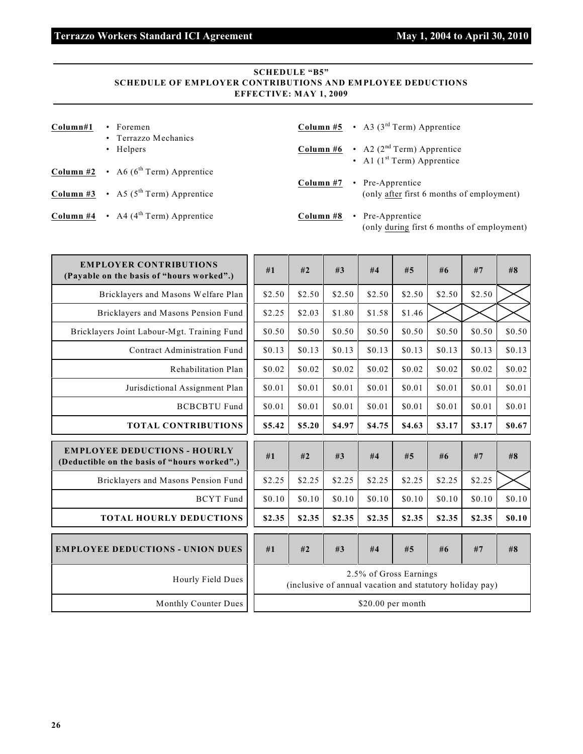## SCHEDULE "B5"
## SCHEDULE OF EMPLOYER CONTRIBUTIONS AND EMPLOYEE DEDUCTIONS
## EFFECTIVE: MAY 1, 2009

**Column#1**
- Foremen
- Terrazzo Mechanics
- Helpers

**Column #2**
- A6 (6th Term) Apprentice

**Column #3**
- A5 (5th Term) Apprentice

**Column #4**
- A4 (4th Term) Apprentice

**Column #5**
- A3 (3rd Term) Apprentice

**Column #6**
- A2 (2nd Term) Apprentice
- A1 (1st Term) Apprentice

**Column #7**
- Pre-Apprentice (only after first 6 months of employment)

**Column #8**
- Pre-Apprentice (only during first 6 months of employment)

| EMPLOYER CONTRIBUTIONS (Payable on the basis of "hours worked".) | #1 | #2 | #3 | #4 | #5 | #6 | #7 | #8 |
|---|---|---|---|---|---|---|---|---|
| Bricklayers and Masons Welfare Plan | $2.50 | $2.50 | $2.50 | $2.50 | $2.50 | $2.50 | $2.50 | X |
| Bricklayers and Masons Pension Fund | $2.25 | $2.03 | $1.80 | $1.58 | $1.46 | X | X | X |
| Bricklayers Joint Labour-Mgt. Training Fund | $0.50 | $0.50 | $0.50 | $0.50 | $0.50 | $0.50 | $0.50 | $0.50 |
| Contract Administration Fund | $0.13 | $0.13 | $0.13 | $0.13 | $0.13 | $0.13 | $0.13 | $0.13 |
| Rehabilitation Plan | $0.02 | $0.02 | $0.02 | $0.02 | $0.02 | $0.02 | $0.02 | $0.02 |
| Jurisdictional Assignment Plan | $0.01 | $0.01 | $0.01 | $0.01 | $0.01 | $0.01 | $0.01 | $0.01 |
| BCBCBTU Fund | $0.01 | $0.01 | $0.01 | $0.01 | $0.01 | $0.01 | $0.01 | $0.01 |
| **TOTAL CONTRIBUTIONS** | **$5.42** | **$5.20** | **$4.97** | **$4.75** | **$4.63** | **$3.17** | **$3.17** | **$0.67** |

| EMPLOYEE DEDUCTIONS - HOURLY (Deductible on the basis of "hours worked".) | #1 | #2 | #3 | #4 | #5 | #6 | #7 | #8 |
|---|---|---|---|---|---|---|---|---|
| Bricklayers and Masons Pension Fund | $2.25 | $2.25 | $2.25 | $2.25 | $2.25 | $2.25 | $2.25 | X |
| BCYT Fund | $0.10 | $0.10 | $0.10 | $0.10 | $0.10 | $0.10 | $0.10 | $0.10 |
| **TOTAL HOURLY DEDUCTIONS** | **$2.35** | **$2.35** | **$2.35** | **$2.35** | **$2.35** | **$2.35** | **$2.35** | **$0.10** |

| EMPLOYEE DEDUCTIONS - UNION DUES | #1 | #2 | #3 | #4 | #5 | #6 | #7 | #8 |
|---|---|---|---|---|---|---|---|---|
| Hourly Field Dues | 2.5% of Gross Earnings (inclusive of annual vacation and statutory holiday pay) | | | | | | | |
| Monthly Counter Dues | $20.00 per month | | | | | | | |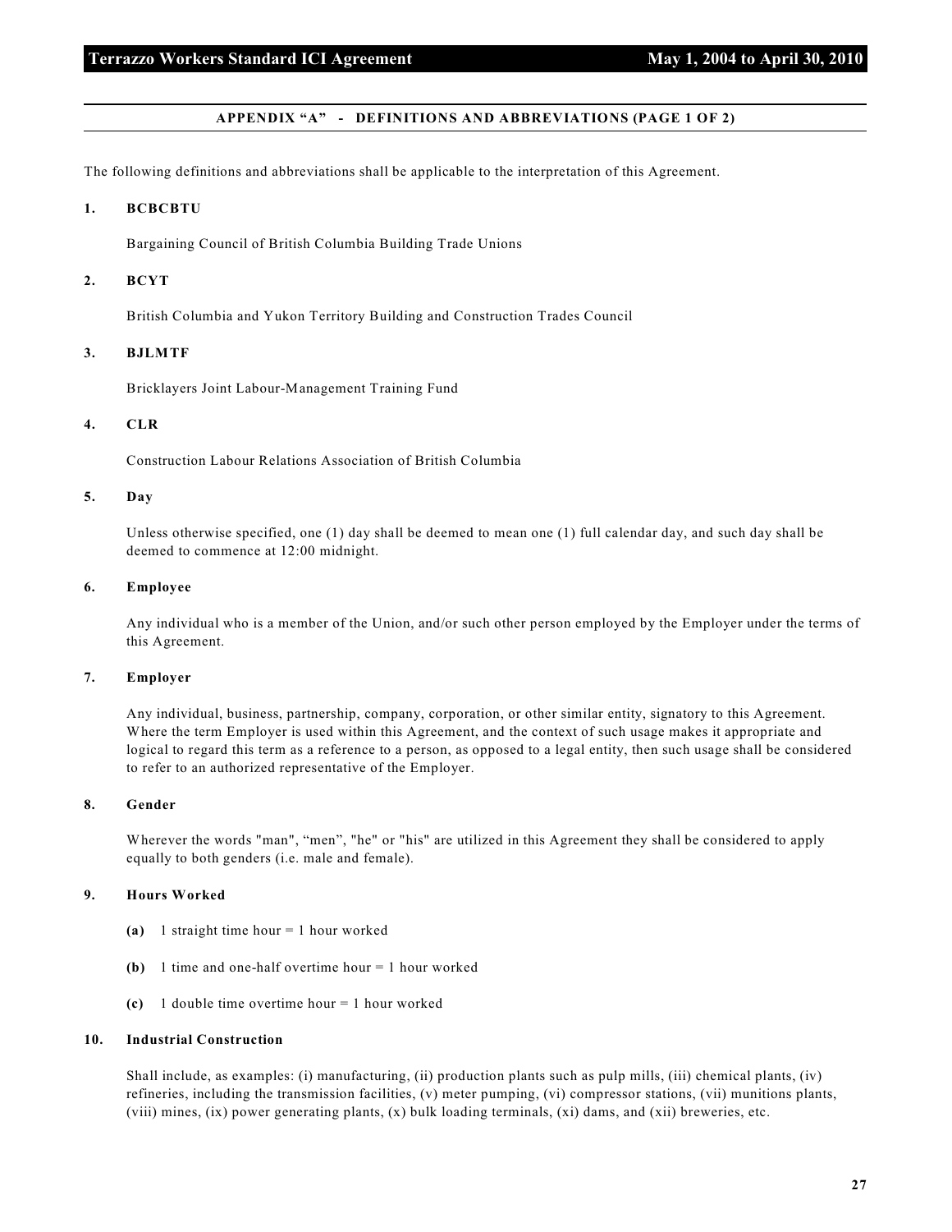## APPENDIX "A" - DEFINITIONS AND ABBREVIATIONS (PAGE 1 OF 2)

The following definitions and abbreviations shall be applicable to the interpretation of this Agreement.

**1. BCBCBTU**

Bargaining Council of British Columbia Building Trade Unions

**2. BCYT**

British Columbia and Yukon Territory Building and Construction Trades Council

**3. BJLMTF**

Bricklayers Joint Labour-Management Training Fund

**4. CLR**

Construction Labour Relations Association of British Columbia

**5. Day**

Unless otherwise specified, one (1) day shall be deemed to mean one (1) full calendar day, and such day shall be deemed to commence at 12:00 midnight.

**6. Employee**

Any individual who is a member of the Union, and/or such other person employed by the Employer under the terms of this Agreement.

**7. Employer**

Any individual, business, partnership, company, corporation, or other similar entity, signatory to this Agreement. Where the term Employer is used within this Agreement, and the context of such usage makes it appropriate and logical to regard this term as a reference to a person, as opposed to a legal entity, then such usage shall be considered to refer to an authorized representative of the Employer.

**8. Gender**

Wherever the words "man", "men", "he" or "his" are utilized in this Agreement they shall be considered to apply equally to both genders (i.e. male and female).

**9. Hours Worked**

- **(a)** 1 straight time hour = 1 hour worked
- **(b)** 1 time and one-half overtime hour = 1 hour worked
- **(c)** 1 double time overtime hour = 1 hour worked

**10. Industrial Construction**

Shall include, as examples: (i) manufacturing, (ii) production plants such as pulp mills, (iii) chemical plants, (iv) refineries, including the transmission facilities, (v) meter pumping, (vi) compressor stations, (vii) munitions plants, (viii) mines, (ix) power generating plants, (x) bulk loading terminals, (xi) dams, and (xii) breweries, etc.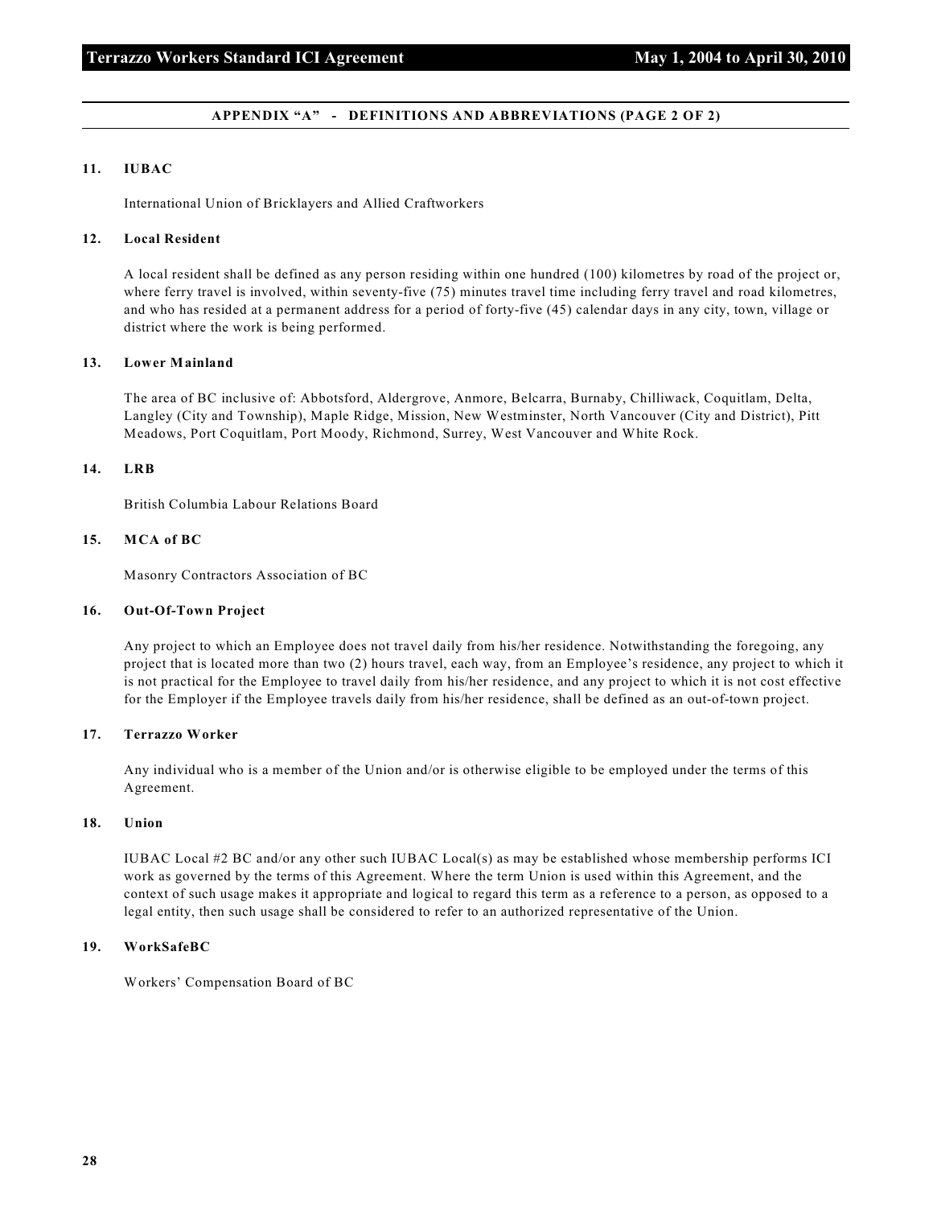## APPENDIX "A" - DEFINITIONS AND ABBREVIATIONS (PAGE 2 OF 2)

**11. IUBAC**

International Union of Bricklayers and Allied Craftworkers

**12. Local Resident**

A local resident shall be defined as any person residing within one hundred (100) kilometres by road of the project or, where ferry travel is involved, within seventy-five (75) minutes travel time including ferry travel and road kilometres, and who has resided at a permanent address for a period of forty-five (45) calendar days in any city, town, village or district where the work is being performed.

**13. Lower Mainland**

The area of BC inclusive of: Abbotsford, Aldergrove, Anmore, Belcarra, Burnaby, Chilliwack, Coquitlam, Delta, Langley (City and Township), Maple Ridge, Mission, New Westminster, North Vancouver (City and District), Pitt Meadows, Port Coquitlam, Port Moody, Richmond, Surrey, West Vancouver and White Rock.

**14. LRB**

British Columbia Labour Relations Board

**15. MCA of BC**

Masonry Contractors Association of BC

**16. Out-Of-Town Project**

Any project to which an Employee does not travel daily from his/her residence. Notwithstanding the foregoing, any project that is located more than two (2) hours travel, each way, from an Employee's residence, any project to which it is not practical for the Employee to travel daily from his/her residence, and any project to which it is not cost effective for the Employer if the Employee travels daily from his/her residence, shall be defined as an out-of-town project.

**17. Terrazzo Worker**

Any individual who is a member of the Union and/or is otherwise eligible to be employed under the terms of this Agreement.

**18. Union**

IUBAC Local #2 BC and/or any other such IUBAC Local(s) as may be established whose membership performs ICI work as governed by the terms of this Agreement. Where the term Union is used within this Agreement, and the context of such usage makes it appropriate and logical to regard this term as a reference to a person, as opposed to a legal entity, then such usage shall be considered to refer to an authorized representative of the Union.

**19. WorkSafeBC**

Workers' Compensation Board of BC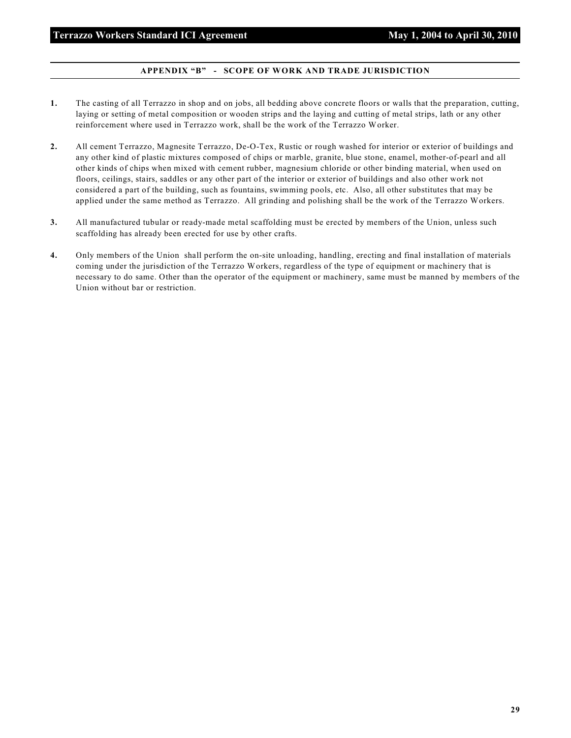## APPENDIX "B" - SCOPE OF WORK AND TRADE JURISDICTION

**1.** The casting of all Terrazzo in shop and on jobs, all bedding above concrete floors or walls that the preparation, cutting, laying or setting of metal composition or wooden strips and the laying and cutting of metal strips, lath or any other reinforcement where used in Terrazzo work, shall be the work of the Terrazzo Worker.

**2.** All cement Terrazzo, Magnesite Terrazzo, De-O-Tex, Rustic or rough washed for interior or exterior of buildings and any other kind of plastic mixtures composed of chips or marble, granite, blue stone, enamel, mother-of-pearl and all other kinds of chips when mixed with cement rubber, magnesium chloride or other binding material, when used on floors, ceilings, stairs, saddles or any other part of the interior or exterior of buildings and also other work not considered a part of the building, such as fountains, swimming pools, etc. Also, all other substitutes that may be applied under the same method as Terrazzo. All grinding and polishing shall be the work of the Terrazzo Workers.

**3.** All manufactured tubular or ready-made metal scaffolding must be erected by members of the Union, unless such scaffolding has already been erected for use by other crafts.

**4.** Only members of the Union shall perform the on-site unloading, handling, erecting and final installation of materials coming under the jurisdiction of the Terrazzo Workers, regardless of the type of equipment or machinery that is necessary to do same. Other than the operator of the equipment or machinery, same must be manned by members of the Union without bar or restriction.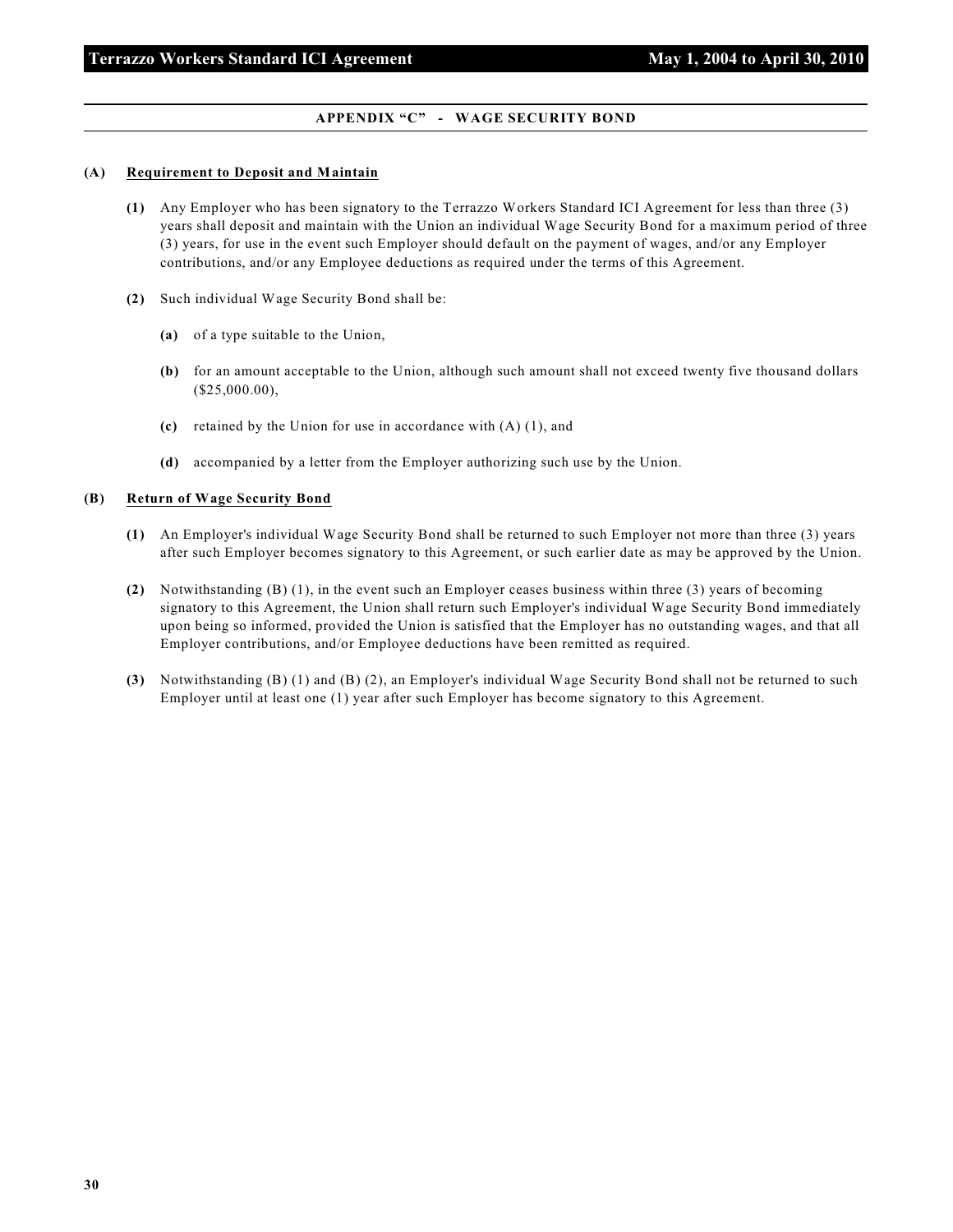## APPENDIX "C" - WAGE SECURITY BOND

**(A) Requirement to Deposit and Maintain**

**(1)** Any Employer who has been signatory to the Terrazzo Workers Standard ICI Agreement for less than three (3) years shall deposit and maintain with the Union an individual Wage Security Bond for a maximum period of three (3) years, for use in the event such Employer should default on the payment of wages, and/or any Employer contributions, and/or any Employee deductions as required under the terms of this Agreement.

**(2)** Such individual Wage Security Bond shall be:

- **(a)** of a type suitable to the Union,
- **(b)** for an amount acceptable to the Union, although such amount shall not exceed twenty five thousand dollars ($25,000.00),
- **(c)** retained by the Union for use in accordance with (A) (1), and
- **(d)** accompanied by a letter from the Employer authorizing such use by the Union.

**(B) Return of Wage Security Bond**

**(1)** An Employer's individual Wage Security Bond shall be returned to such Employer not more than three (3) years after such Employer becomes signatory to this Agreement, or such earlier date as may be approved by the Union.

**(2)** Notwithstanding (B) (1), in the event such an Employer ceases business within three (3) years of becoming signatory to this Agreement, the Union shall return such Employer's individual Wage Security Bond immediately upon being so informed, provided the Union is satisfied that the Employer has no outstanding wages, and that all Employer contributions, and/or Employee deductions have been remitted as required.

**(3)** Notwithstanding (B) (1) and (B) (2), an Employer's individual Wage Security Bond shall not be returned to such Employer until at least one (1) year after such Employer has become signatory to this Agreement.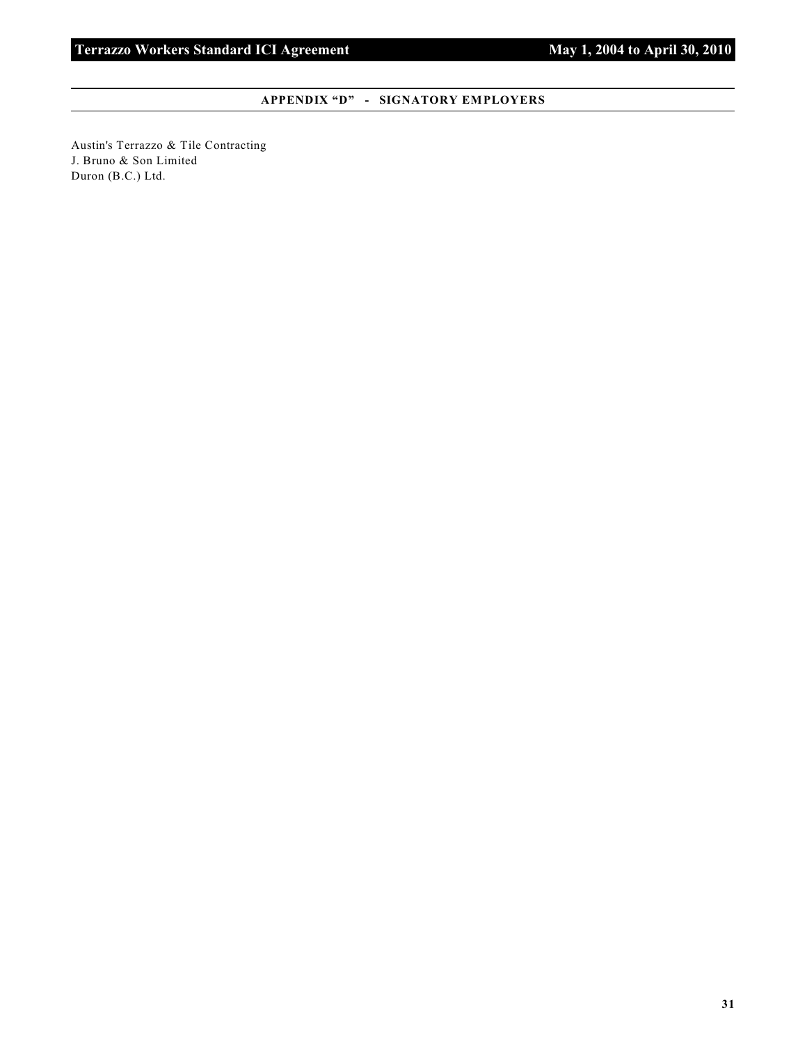## APPENDIX "D" - SIGNATORY EMPLOYERS

Austin's Terrazzo & Tile Contracting
J. Bruno & Son Limited
Duron (B.C.) Ltd.